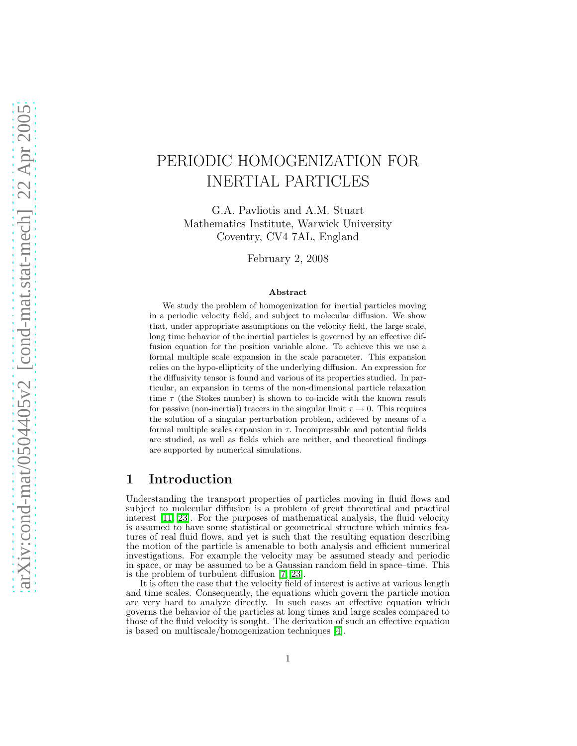# PERIODIC HOMOGENIZATION FOR INERTIAL PARTICLES

G.A. Pavliotis and A.M. Stuart
Mathematics Institute, Warwick University
Coventry, CV4 7AL, England

February 2, 2008

**Abstract**

We study the problem of homogenization for inertial particles moving in a periodic velocity field, and subject to molecular diffusion. We show that, under appropriate assumptions on the velocity field, the large scale, long time behavior of the inertial particles is governed by an effective diffusion equation for the position variable alone. To achieve this we use a formal multiple scale expansion in the scale parameter. This expansion relies on the hypo-ellipticity of the underlying diffusion. An expression for the diffusivity tensor is found and various of its properties studied. In particular, an expansion in terms of the non-dimensional particle relaxation time $\tau$ (the Stokes number) is shown to co-incide with the known result for passive (non-inertial) tracers in the singular limit $\tau \to 0$. This requires the solution of a singular perturbation problem, achieved by means of a formal multiple scales expansion in $\tau$. Incompressible and potential fields are studied, as well as fields which are neither, and theoretical findings are supported by numerical simulations.

## 1 Introduction

Understanding the transport properties of particles moving in fluid flows and subject to molecular diffusion is a problem of great theoretical and practical interest [11, 23]. For the purposes of mathematical analysis, the fluid velocity is assumed to have some statistical or geometrical structure which mimics features of real fluid flows, and yet is such that the resulting equation describing the motion of the particle is amenable to both analysis and efficient numerical investigations. For example the velocity may be assumed steady and periodic in space, or may be assumed to be a Gaussian random field in space–time. This is the problem of turbulent diffusion [7, 23].

It is often the case that the velocity field of interest is active at various length and time scales. Consequently, the equations which govern the particle motion are very hard to analyze directly. In such cases an effective equation which governs the behavior of the particles at long times and large scales compared to those of the fluid velocity is sought. The derivation of such an effective equation is based on multiscale/homogenization techniques [4].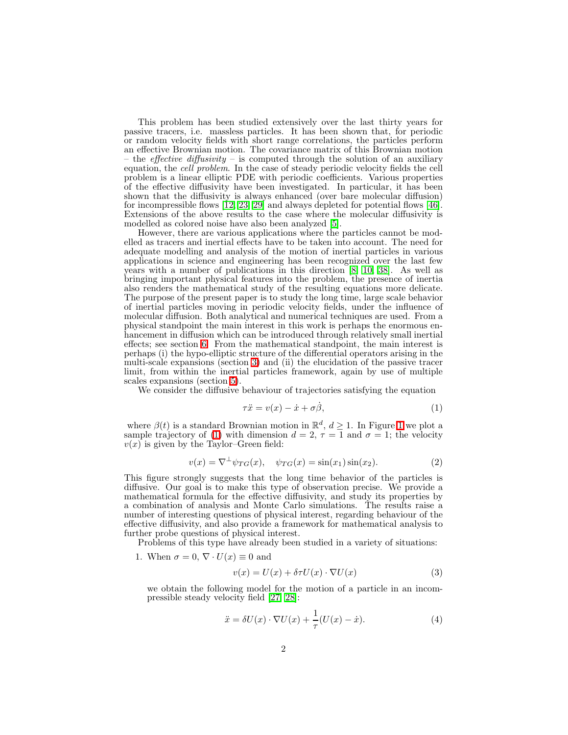This problem has been studied extensively over the last thirty years for passive tracers, i.e. massless particles. It has been shown that, for periodic or random velocity fields with short range correlations, the particles perform an effective Brownian motion. The covariance matrix of this Brownian motion – the *effective diffusivity* – is computed through the solution of an auxiliary equation, the *cell problem*. In the case of steady periodic velocity fields the cell problem is a linear elliptic PDE with periodic coefficients. Various properties of the effective diffusivity have been investigated. In particular, it has been shown that the diffusivity is always enhanced (over bare molecular diffusion) for incompressible flows [12, 23, 29] and always depleted for potential flows [46]. Extensions of the above results to the case where the molecular diffusivity is modelled as colored noise have also been analyzed [5].

However, there are various applications where the particles cannot be modelled as tracers and inertial effects have to be taken into account. The need for adequate modelling and analysis of the motion of inertial particles in various applications in science and engineering has been recognized over the last few years with a number of publications in this direction [8, 10, 38]. As well as bringing important physical features into the problem, the presence of inertia also renders the mathematical study of the resulting equations more delicate. The purpose of the present paper is to study the long time, large scale behavior of inertial particles moving in periodic velocity fields, under the influence of molecular diffusion. Both analytical and numerical techniques are used. From a physical standpoint the main interest in this work is perhaps the enormous enhancement in diffusion which can be introduced through relatively small inertial effects; see section 6. From the mathematical standpoint, the main interest is perhaps (i) the hypo-elliptic structure of the differential operators arising in the multi-scale expansions (section 3) and (ii) the elucidation of the passive tracer limit, from within the inertial particles framework, again by use of multiple scales expansions (section 5).

We consider the diffusive behaviour of trajectories satisfying the equation

$$\tau \ddot{x} = v(x) - \dot{x} + \sigma \dot{\beta}, \tag{1}$$

where $\beta(t)$ is a standard Brownian motion in $\mathbb{R}^d$, $d \geq 1$. In Figure 1 we plot a sample trajectory of (1) with dimension $d = 2$, $\tau = 1$ and $\sigma = 1$; the velocity $v(x)$ is given by the Taylor–Green field:

$$v(x) = \nabla^{\perp} \psi_{TG}(x), \quad \psi_{TG}(x) = \sin(x_1)\sin(x_2). \tag{2}$$

This figure strongly suggests that the long time behavior of the particles is diffusive. Our goal is to make this type of observation precise. We provide a mathematical formula for the effective diffusivity, and study its properties by a combination of analysis and Monte Carlo simulations. The results raise a number of interesting questions of physical interest, regarding behaviour of the effective diffusivity, and also provide a framework for mathematical analysis to further probe questions of physical interest.

Problems of this type have already been studied in a variety of situations:

1. When $\sigma = 0$, $\nabla \cdot U(x) \equiv 0$ and

$$v(x) = U(x) + \delta\tau U(x) \cdot \nabla U(x) \tag{3}$$

we obtain the following model for the motion of a particle in an incompressible steady velocity field [27, 28]:

$$\ddot{x} = \delta U(x) \cdot \nabla U(x) + \frac{1}{\tau}(U(x) - \dot{x}). \tag{4}$$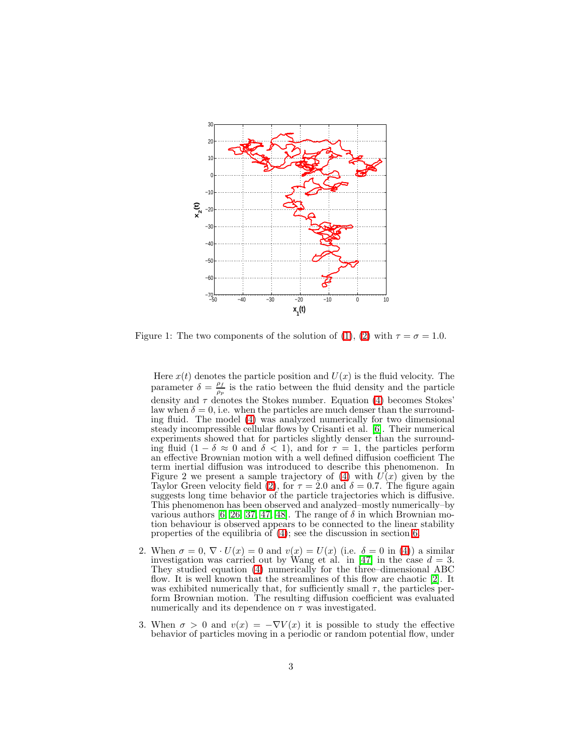Figure 1: The two components of the solution of (1), (2) with $\tau = \sigma = 1.0$.

Here $x(t)$ denotes the particle position and $U(x)$ is the fluid velocity. The parameter $\delta = \frac{\rho_f}{\rho_p}$ is the ratio between the fluid density and the particle density and $\tau$ denotes the Stokes number. Equation (4) becomes Stokes' law when $\delta = 0$, i.e. when the particles are much denser than the surrounding fluid. The model (4) was analyzed numerically for two dimensional steady incompressible cellular flows by Crisanti et al. [6]. Their numerical experiments showed that for particles slightly denser than the surrounding fluid ($1 - \delta \approx 0$ and $\delta < 1$), and for $\tau = 1$, the particles perform an effective Brownian motion with a well defined diffusion coefficient The term inertial diffusion was introduced to describe this phenomenon. In Figure 2 we present a sample trajectory of (4) with $U(x)$ given by the Taylor Green velocity field (2), for $\tau = 2.0$ and $\delta = 0.7$. The figure again suggests long time behavior of the particle trajectories which is diffusive. This phenomenon has been observed and analyzed–mostly numerically–by various authors [6, 26, 37, 47, 48]. The range of $\delta$ in which Brownian motion behaviour is observed appears to be connected to the linear stability properties of the equilibria of (4); see the discussion in section 6.

2. When $\sigma = 0$, $\nabla \cdot U(x) = 0$ and $v(x) = U(x)$ (i.e. $\delta = 0$ in (4)) a similar investigation was carried out by Wang et al. in [47] in the case $d = 3$. They studied equation (4) numerically for the three–dimensional ABC flow. It is well known that the streamlines of this flow are chaotic [2]. It was exhibited numerically that, for sufficiently small $\tau$, the particles perform Brownian motion. The resulting diffusion coefficient was evaluated numerically and its dependence on $\tau$ was investigated.

3. When $\sigma > 0$ and $v(x) = -\nabla V(x)$ it is possible to study the effective behavior of particles moving in a periodic or random potential flow, under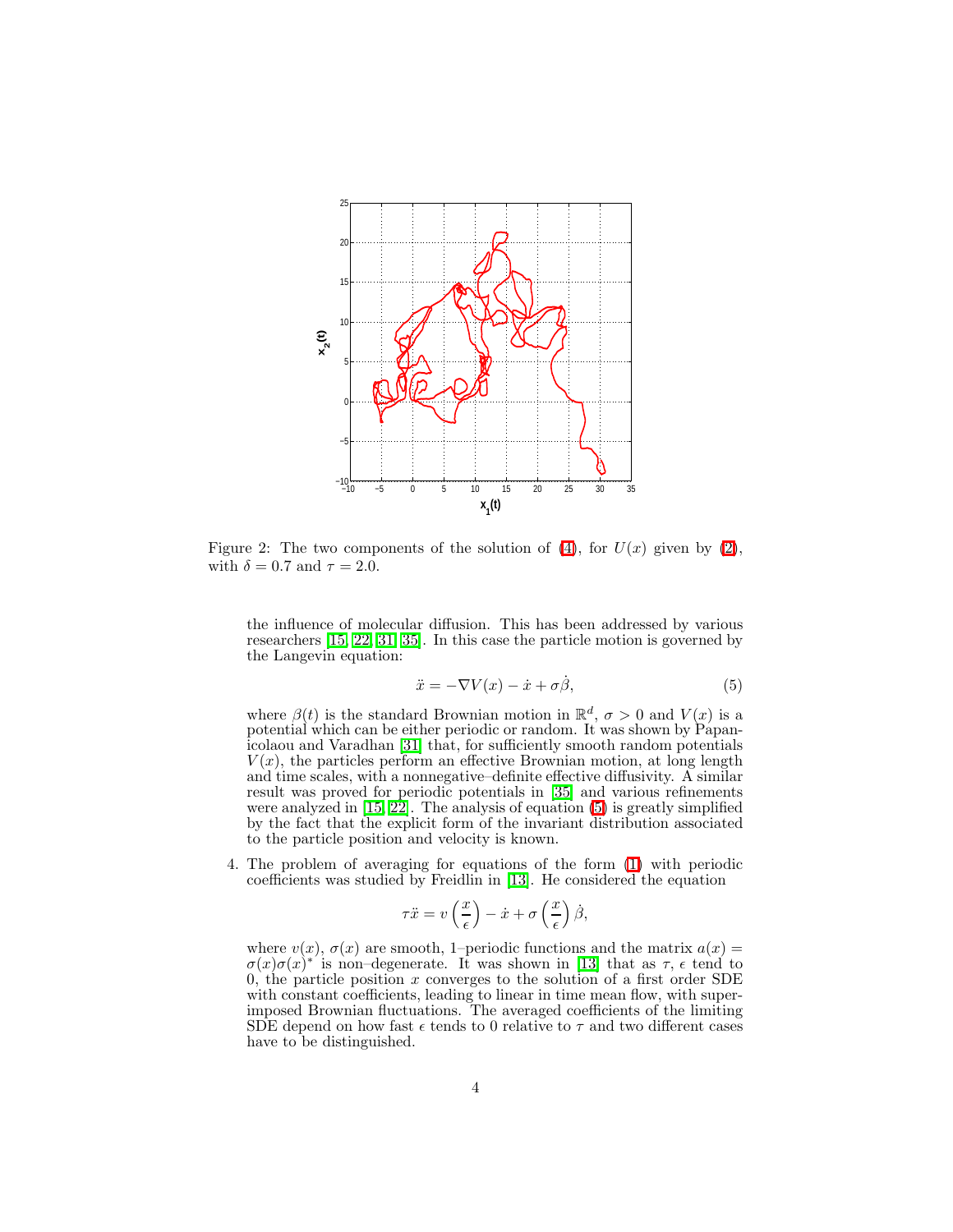Figure 2: The two components of the solution of (4), for $U(x)$ given by (2), with $\delta = 0.7$ and $\tau = 2.0$.

the influence of molecular diffusion. This has been addressed by various researchers [15, 22, 31, 35]. In this case the particle motion is governed by the Langevin equation:

$$\ddot{x} = -\nabla V(x) - \dot{x} + \sigma \dot{\beta}, \tag{5}$$

where $\beta(t)$ is the standard Brownian motion in $\mathbb{R}^d$, $\sigma > 0$ and $V(x)$ is a potential which can be either periodic or random. It was shown by Papanicolaou and Varadhan [31] that, for sufficiently smooth random potentials $V(x)$, the particles perform an effective Brownian motion, at long length and time scales, with a nonnegative–definite effective diffusivity. A similar result was proved for periodic potentials in [35] and various refinements were analyzed in [15, 22]. The analysis of equation (5) is greatly simplified by the fact that the explicit form of the invariant distribution associated to the particle position and velocity is known.

4. The problem of averaging for equations of the form (1) with periodic coefficients was studied by Freidlin in [13]. He considered the equation

$$\tau \ddot{x} = v\left(\frac{x}{\epsilon}\right) - \dot{x} + \sigma\left(\frac{x}{\epsilon}\right)\dot{\beta},$$

where $v(x)$, $\sigma(x)$ are smooth, 1–periodic functions and the matrix $a(x) = \sigma(x)\sigma(x)^*$ is non–degenerate. It was shown in [13] that as $\tau$, $\epsilon$ tend to 0, the particle position $x$ converges to the solution of a first order SDE with constant coefficients, leading to linear in time mean flow, with superimposed Brownian fluctuations. The averaged coefficients of the limiting SDE depend on how fast $\epsilon$ tends to 0 relative to $\tau$ and two different cases have to be distinguished.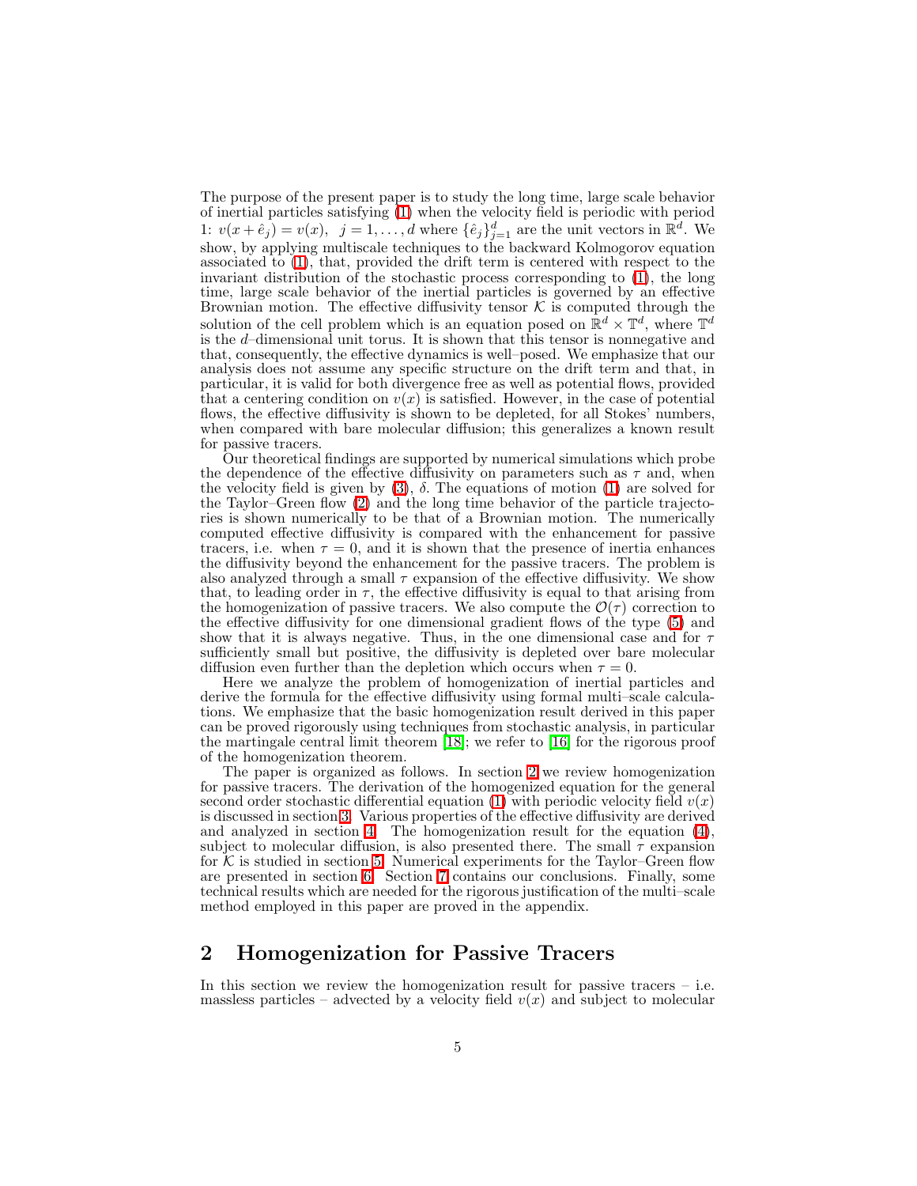The purpose of the present paper is to study the long time, large scale behavior of inertial particles satisfying (1) when the velocity field is periodic with period 1: $v(x+\hat{e}_j) = v(x), \;\; j = 1, \dots, d$ where $\{\hat{e}_j\}_{j=1}^d$ are the unit vectors in $\mathbb{R}^d$. We show, by applying multiscale techniques to the backward Kolmogorov equation associated to (1), that, provided the drift term is centered with respect to the invariant distribution of the stochastic process corresponding to (1), the long time, large scale behavior of the inertial particles is governed by an effective Brownian motion. The effective diffusivity tensor $\mathcal{K}$ is computed through the solution of the cell problem which is an equation posed on $\mathbb{R}^d \times \mathbb{T}^d$, where $\mathbb{T}^d$ is the $d$–dimensional unit torus. It is shown that this tensor is nonnegative and that, consequently, the effective dynamics is well–posed. We emphasize that our analysis does not assume any specific structure on the drift term and that, in particular, it is valid for both divergence free as well as potential flows, provided that a centering condition on $v(x)$ is satisfied. However, in the case of potential flows, the effective diffusivity is shown to be depleted, for all Stokes' numbers, when compared with bare molecular diffusion; this generalizes a known result for passive tracers.

Our theoretical findings are supported by numerical simulations which probe the dependence of the effective diffusivity on parameters such as $\tau$ and, when the velocity field is given by (3), $\delta$. The equations of motion (1) are solved for the Taylor–Green flow (2) and the long time behavior of the particle trajectories is shown numerically to be that of a Brownian motion. The numerically computed effective diffusivity is compared with the enhancement for passive tracers, i.e. when $\tau = 0$, and it is shown that the presence of inertia enhances the diffusivity beyond the enhancement for the passive tracers. The problem is also analyzed through a small $\tau$ expansion of the effective diffusivity. We show that, to leading order in $\tau$, the effective diffusivity is equal to that arising from the homogenization of passive tracers. We also compute the $\mathcal{O}(\tau)$ correction to the effective diffusivity for one dimensional gradient flows of the type (5) and show that it is always negative. Thus, in the one dimensional case and for $\tau$ sufficiently small but positive, the diffusivity is depleted over bare molecular diffusion even further than the depletion which occurs when $\tau = 0$.

Here we analyze the problem of homogenization of inertial particles and derive the formula for the effective diffusivity using formal multi–scale calculations. We emphasize that the basic homogenization result derived in this paper can be proved rigorously using techniques from stochastic analysis, in particular the martingale central limit theorem [18]; we refer to [16] for the rigorous proof of the homogenization theorem.

The paper is organized as follows. In section 2 we review homogenization for passive tracers. The derivation of the homogenized equation for the general second order stochastic differential equation (1) with periodic velocity field $v(x)$ is discussed in section 3. Various properties of the effective diffusivity are derived and analyzed in section 4. The homogenization result for the equation (4), subject to molecular diffusion, is also presented there. The small $\tau$ expansion for $\mathcal{K}$ is studied in section 5. Numerical experiments for the Taylor–Green flow are presented in section 6. Section 7 contains our conclusions. Finally, some technical results which are needed for the rigorous justification of the multi–scale method employed in this paper are proved in the appendix.

## 2 Homogenization for Passive Tracers

In this section we review the homogenization result for passive tracers – i.e. massless particles – advected by a velocity field $v(x)$ and subject to molecular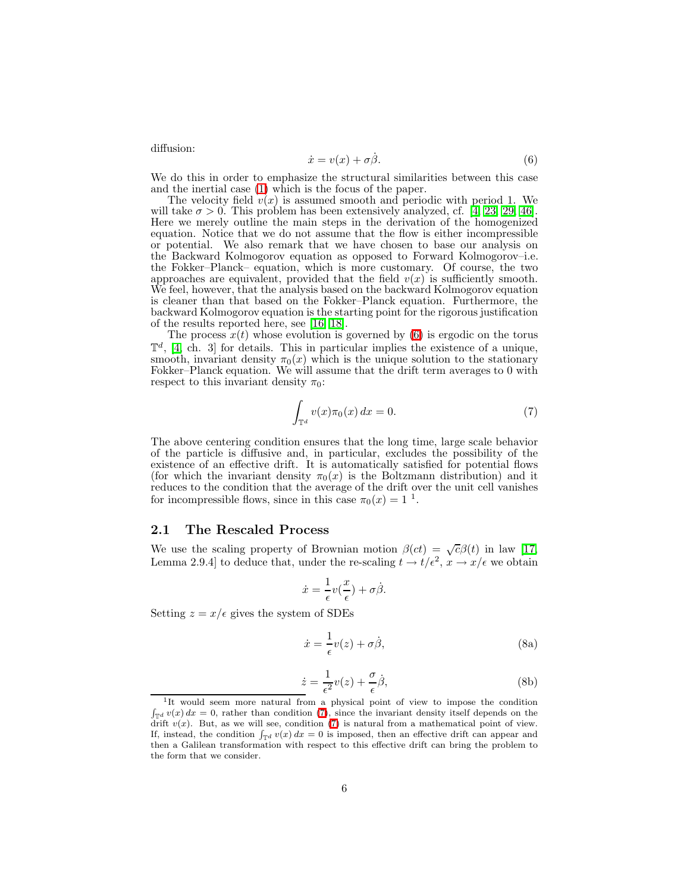diffusion:

$$\dot{x} = v(x) + \sigma \dot{\beta}. \tag{6}$$

We do this in order to emphasize the structural similarities between this case and the inertial case (1) which is the focus of the paper.

The velocity field $v(x)$ is assumed smooth and periodic with period 1. We will take $\sigma > 0$. This problem has been extensively analyzed, cf. [4, 23, 29, 46]. Here we merely outline the main steps in the derivation of the homogenized equation. Notice that we do not assume that the flow is either incompressible or potential. We also remark that we have chosen to base our analysis on the Backward Kolmogorov equation as opposed to Forward Kolmogorov–i.e. the Fokker–Planck– equation, which is more customary. Of course, the two approaches are equivalent, provided that the field $v(x)$ is sufficiently smooth. We feel, however, that the analysis based on the backward Kolmogorov equation is cleaner than that based on the Fokker–Planck equation. Furthermore, the backward Kolmogorov equation is the starting point for the rigorous justification of the results reported here, see [16, 18].

The process $x(t)$ whose evolution is governed by (6) is ergodic on the torus $\mathbb{T}^d$, [4, ch. 3] for details. This in particular implies the existence of a unique, smooth, invariant density $\pi_0(x)$ which is the unique solution to the stationary Fokker–Planck equation. We will assume that the drift term averages to 0 with respect to this invariant density $\pi_0$:

$$\int_{\mathbb{T}^d} v(x) \pi_0(x) \, dx = 0. \tag{7}$$

The above centering condition ensures that the long time, large scale behavior of the particle is diffusive and, in particular, excludes the possibility of the existence of an effective drift. It is automatically satisfied for potential flows (for which the invariant density $\pi_0(x)$ is the Boltzmann distribution) and it reduces to the condition that the average of the drift over the unit cell vanishes for incompressible flows, since in this case $\pi_0(x) = 1$ [1].

## 2.1 The Rescaled Process

We use the scaling property of Brownian motion $\beta(ct) = \sqrt{c}\beta(t)$ in law [17, Lemma 2.9.4] to deduce that, under the re-scaling $t \to t/\epsilon^2$, $x \to x/\epsilon$ we obtain

$$\dot{x} = \frac{1}{\epsilon} v\left(\frac{x}{\epsilon}\right) + \sigma \dot{\beta}.$$

Setting $z = x/\epsilon$ gives the system of SDEs

$$\dot{x} = \frac{1}{\epsilon} v(z) + \sigma \dot{\beta}, \tag{8a}$$

$$\dot{z} = \frac{1}{\epsilon^2} v(z) + \frac{\sigma}{\epsilon} \dot{\beta}, \tag{8b}$$

[1] It would seem more natural from a physical point of view to impose the condition $\int_{\mathbb{T}^d} v(x) \, dx = 0$, rather than condition (7), since the invariant density itself depends on the drift $v(x)$. But, as we will see, condition (7) is natural from a mathematical point of view. If, instead, the condition $\int_{\mathbb{T}^d} v(x) \, dx = 0$ is imposed, then an effective drift can appear and then a Galilean transformation with respect to this effective drift can bring the problem to the form that we consider.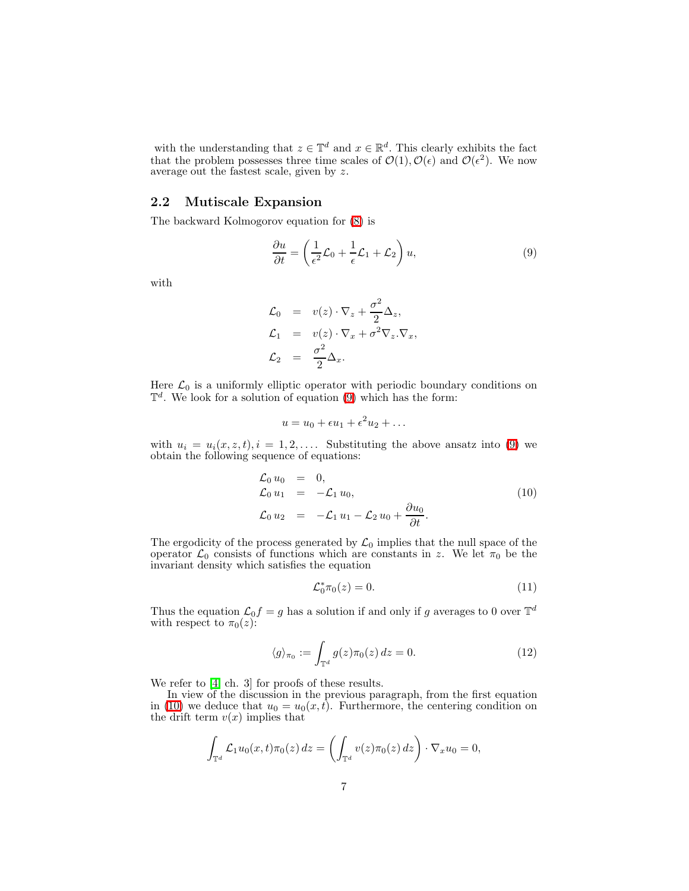with the understanding that $z \in \mathbb{T}^d$ and $x \in \mathbb{R}^d$. This clearly exhibits the fact that the problem possesses three time scales of $\mathcal{O}(1), \mathcal{O}(\epsilon)$ and $\mathcal{O}(\epsilon^2)$. We now average out the fastest scale, given by $z$.

## 2.2 Mutiscale Expansion

The backward Kolmogorov equation for (8) is

$$\frac{\partial u}{\partial t} = \left( \frac{1}{\epsilon^2} \mathcal{L}_0 + \frac{1}{\epsilon} \mathcal{L}_1 + \mathcal{L}_2 \right) u, \tag{9}$$

with

$$\begin{aligned}
\mathcal{L}_0 &= v(z) \cdot \nabla_z + \frac{\sigma^2}{2} \Delta_z, \\
\mathcal{L}_1 &= v(z) \cdot \nabla_x + \sigma^2 \nabla_z . \nabla_x, \\
\mathcal{L}_2 &= \frac{\sigma^2}{2} \Delta_x.
\end{aligned}$$

Here $\mathcal{L}_0$ is a uniformly elliptic operator with periodic boundary conditions on $\mathbb{T}^d$. We look for a solution of equation (9) which has the form:

$$u = u_0 + \epsilon u_1 + \epsilon^2 u_2 + \dots$$

with $u_i = u_i(x, z, t), i = 1, 2, \dots$. Substituting the above ansatz into (9) we obtain the following sequence of equations:

$$\begin{aligned}
\mathcal{L}_0 \, u_0 &= 0, \\
\mathcal{L}_0 \, u_1 &= -\mathcal{L}_1 \, u_0, \\
\mathcal{L}_0 \, u_2 &= -\mathcal{L}_1 \, u_1 - \mathcal{L}_2 \, u_0 + \frac{\partial u_0}{\partial t}.
\end{aligned} \tag{10}$$

The ergodicity of the process generated by $\mathcal{L}_0$ implies that the null space of the operator $\mathcal{L}_0$ consists of functions which are constants in $z$. We let $\pi_0$ be the invariant density which satisfies the equation

$$\mathcal{L}_0^* \pi_0(z) = 0. \tag{11}$$

Thus the equation $\mathcal{L}_0 f = g$ has a solution if and only if $g$ averages to 0 over $\mathbb{T}^d$ with respect to $\pi_0(z)$:

$$\langle g \rangle_{\pi_0} := \int_{\mathbb{T}^d} g(z) \pi_0(z) \, dz = 0. \tag{12}$$

We refer to [4, ch. 3] for proofs of these results.

In view of the discussion in the previous paragraph, from the first equation in (10) we deduce that $u_0 = u_0(x, t)$. Furthermore, the centering condition on the drift term $v(x)$ implies that

$$\int_{\mathbb{T}^d} \mathcal{L}_1 u_0(x, t) \pi_0(z) \, dz = \left( \int_{\mathbb{T}^d} v(z) \pi_0(z) \, dz \right) \cdot \nabla_x u_0 = 0,$$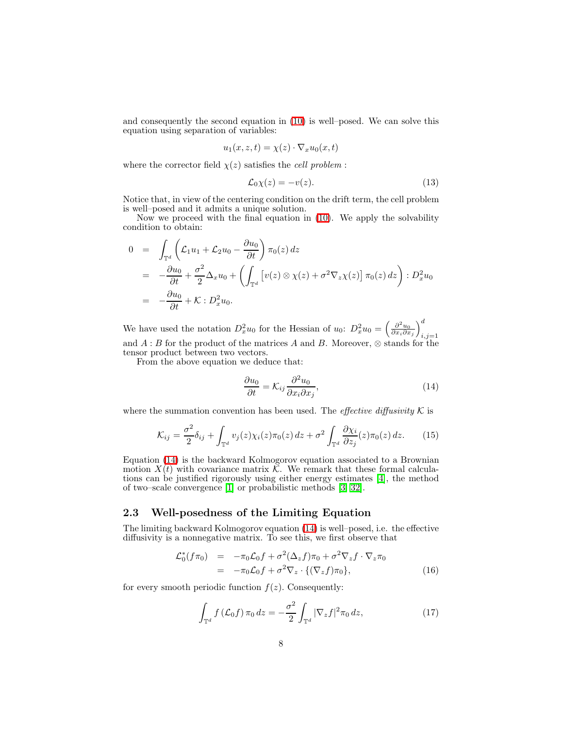and consequently the second equation in (10) is well–posed. We can solve this equation using separation of variables:

$$u_1(x,z,t) = \chi(z) \cdot \nabla_x u_0(x,t)$$

where the corrector field $\chi(z)$ satisfies the *cell problem* :

$$\mathcal{L}_0 \chi(z) = -v(z). \tag{13}$$

Notice that, in view of the centering condition on the drift term, the cell problem is well–posed and it admits a unique solution.

Now we proceed with the final equation in (10). We apply the solvability condition to obtain:

$$\begin{aligned}
0 &= \int_{\mathbb{T}^d} \left( \mathcal{L}_1 u_1 + \mathcal{L}_2 u_0 - \frac{\partial u_0}{\partial t} \right) \pi_0(z)\, dz \\
&= -\frac{\partial u_0}{\partial t} + \frac{\sigma^2}{2} \Delta_x u_0 + \left( \int_{\mathbb{T}^d} \left[ v(z) \otimes \chi(z) + \sigma^2 \nabla_z \chi(z) \right] \pi_0(z)\, dz \right) : D_x^2 u_0 \\
&= -\frac{\partial u_0}{\partial t} + \mathcal{K} : D_x^2 u_0.
\end{aligned}$$

We have used the notation $D_x^2 u_0$ for the Hessian of $u_0$: $D_x^2 u_0 = \left( \frac{\partial^2 u_0}{\partial x_i \partial x_j} \right)_{i,j=1}^d$ and $A : B$ for the product of the matrices $A$ and $B$. Moreover, $\otimes$ stands for the tensor product between two vectors.

From the above equation we deduce that:

$$\frac{\partial u_0}{\partial t} = \mathcal{K}_{ij} \frac{\partial^2 u_0}{\partial x_i \partial x_j}, \tag{14}$$

where the summation convention has been used. The *effective diffusivity* $\mathcal{K}$ is

$$\mathcal{K}_{ij} = \frac{\sigma^2}{2} \delta_{ij} + \int_{\mathbb{T}^d} v_j(z) \chi_i(z) \pi_0(z)\, dz + \sigma^2 \int_{\mathbb{T}^d} \frac{\partial \chi_i}{\partial z_j}(z) \pi_0(z)\, dz. \tag{15}$$

Equation (14) is the backward Kolmogorov equation associated to a Brownian motion $X(t)$ with covariance matrix $\mathcal{K}$. We remark that these formal calculations can be justified rigorously using either energy estimates [4], the method of two–scale convergence [1] or probabilistic methods [3, 32].

## 2.3 Well-posedness of the Limiting Equation

The limiting backward Kolmogorov equation (14) is well–posed, i.e. the effective diffusivity is a nonnegative matrix. To see this, we first observe that

$$\begin{aligned}
\mathcal{L}_0^*(f\pi_0) &= -\pi_0 \mathcal{L}_0 f + \sigma^2 (\Delta_z f) \pi_0 + \sigma^2 \nabla_z f \cdot \nabla_z \pi_0 \\
&= -\pi_0 \mathcal{L}_0 f + \sigma^2 \nabla_z \cdot \{ (\nabla_z f) \pi_0 \},
\end{aligned} \tag{16}$$

for every smooth periodic function $f(z)$. Consequently:

$$\int_{\mathbb{T}^d} f \left( \mathcal{L}_0 f \right) \pi_0 \, dz = -\frac{\sigma^2}{2} \int_{\mathbb{T}^d} |\nabla_z f|^2 \pi_0 \, dz, \tag{17}$$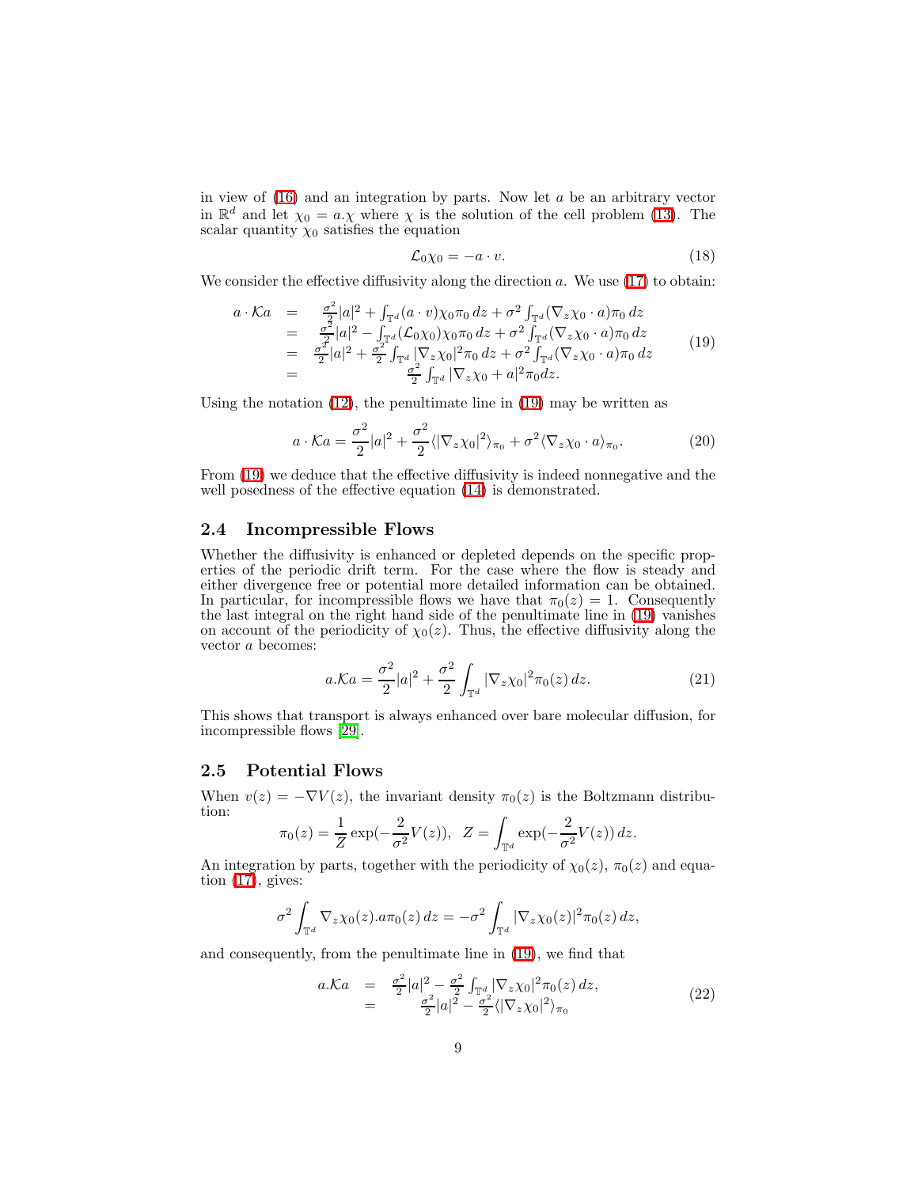in view of (16) and an integration by parts. Now let $a$ be an arbitrary vector in $\mathbb{R}^d$ and let $\chi_0 = a.\chi$ where $\chi$ is the solution of the cell problem (13). The scalar quantity $\chi_0$ satisfies the equation

$$\mathcal{L}_0 \chi_0 = -a \cdot v. \tag{18}$$

We consider the effective diffusivity along the direction $a$. We use (17) to obtain:

$$\begin{array}{rcl} a \cdot \mathcal{K} a & = & \frac{\sigma^2}{2}|a|^2 + \int_{\mathbb{T}^d} (a \cdot v)\chi_0 \pi_0 \, dz + \sigma^2 \int_{\mathbb{T}^d} (\nabla_z \chi_0 \cdot a)\pi_0 \, dz \\ & = & \frac{\sigma^2}{2}|a|^2 - \int_{\mathbb{T}^d} (\mathcal{L}_0 \chi_0)\chi_0 \pi_0 \, dz + \sigma^2 \int_{\mathbb{T}^d} (\nabla_z \chi_0 \cdot a)\pi_0 \, dz \\ & = & \frac{\sigma^2}{2}|a|^2 + \frac{\sigma^2}{2} \int_{\mathbb{T}^d} |\nabla_z \chi_0|^2 \pi_0 \, dz + \sigma^2 \int_{\mathbb{T}^d} (\nabla_z \chi_0 \cdot a)\pi_0 \, dz \\ & = & \frac{\sigma^2}{2} \int_{\mathbb{T}^d} |\nabla_z \chi_0 + a|^2 \pi_0 dz. \end{array} \tag{19}$$

Using the notation (12), the penultimate line in (19) may be written as

$$a \cdot \mathcal{K} a = \frac{\sigma^2}{2}|a|^2 + \frac{\sigma^2}{2}\langle |\nabla_z \chi_0|^2 \rangle_{\pi_0} + \sigma^2 \langle \nabla_z \chi_0 \cdot a \rangle_{\pi_0}. \tag{20}$$

From (19) we deduce that the effective diffusivity is indeed nonnegative and the well posedness of the effective equation (14) is demonstrated.

## 2.4 Incompressible Flows

Whether the diffusivity is enhanced or depleted depends on the specific properties of the periodic drift term. For the case where the flow is steady and either divergence free or potential more detailed information can be obtained. In particular, for incompressible flows we have that $\pi_0(z) = 1$. Consequently the last integral on the right hand side of the penultimate line in (19) vanishes on account of the periodicity of $\chi_0(z)$. Thus, the effective diffusivity along the vector $a$ becomes:

$$a.\mathcal{K}a = \frac{\sigma^2}{2}|a|^2 + \frac{\sigma^2}{2} \int_{\mathbb{T}^d} |\nabla_z \chi_0|^2 \pi_0(z) \, dz. \tag{21}$$

This shows that transport is always enhanced over bare molecular diffusion, for incompressible flows [29].

## 2.5 Potential Flows

When $v(z) = -\nabla V(z)$, the invariant density $\pi_0(z)$ is the Boltzmann distribution:

$$\pi_0(z) = \frac{1}{Z} \exp(-\frac{2}{\sigma^2} V(z)), \quad Z = \int_{\mathbb{T}^d} \exp(-\frac{2}{\sigma^2} V(z)) \, dz.$$

An integration by parts, together with the periodicity of $\chi_0(z)$, $\pi_0(z)$ and equation (17), gives:

$$\sigma^2 \int_{\mathbb{T}^d} \nabla_z \chi_0(z).a \pi_0(z) \, dz = -\sigma^2 \int_{\mathbb{T}^d} |\nabla_z \chi_0(z)|^2 \pi_0(z) \, dz,$$

and consequently, from the penultimate line in (19), we find that

$$\begin{array}{rcl} a.\mathcal{K}a & = & \frac{\sigma^2}{2}|a|^2 - \frac{\sigma^2}{2} \int_{\mathbb{T}^d} |\nabla_z \chi_0|^2 \pi_0(z) \, dz, \\ & = & \frac{\sigma^2}{2}|a|^2 - \frac{\sigma^2}{2}\langle |\nabla_z \chi_0|^2 \rangle_{\pi_0} \end{array} \tag{22}$$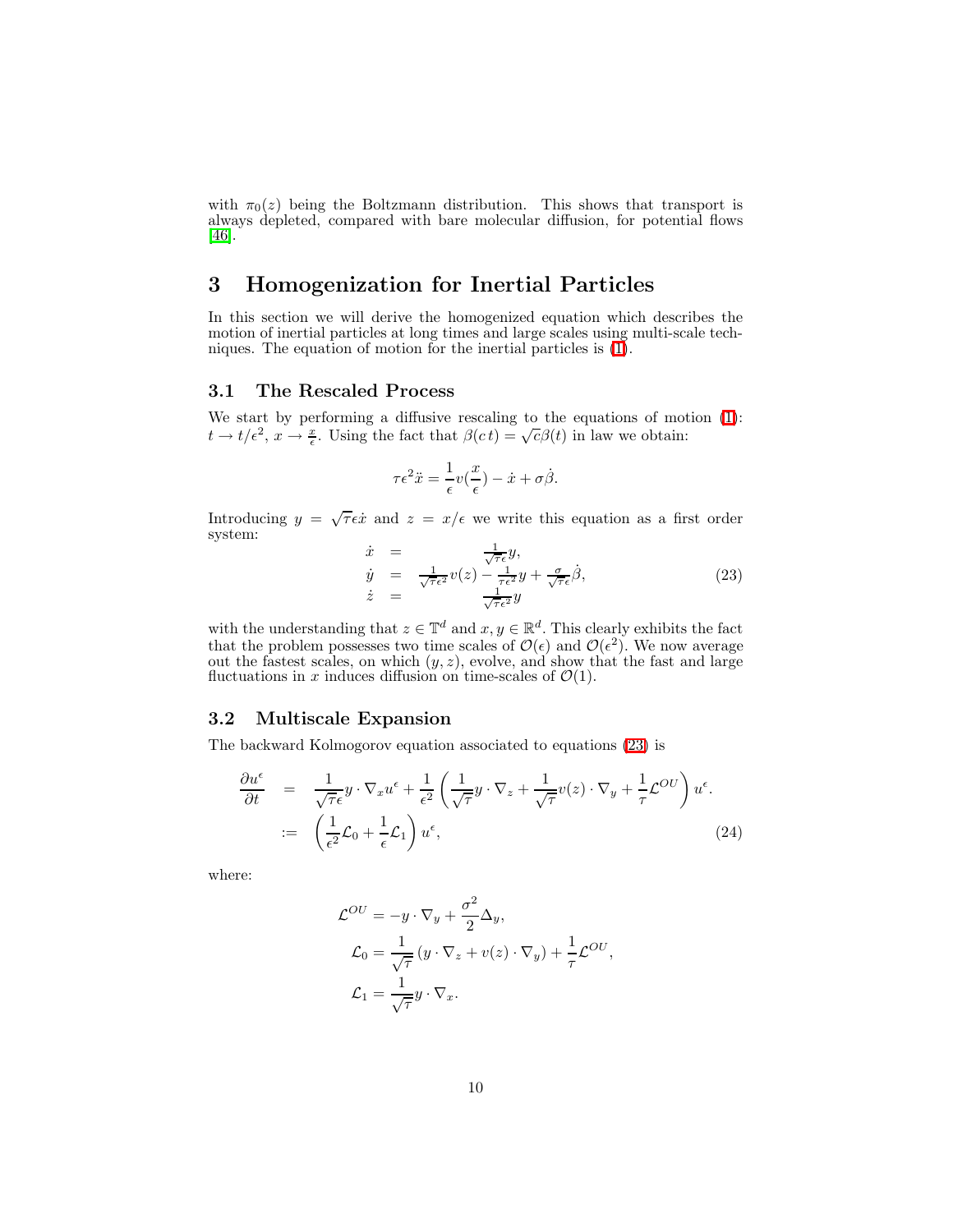with $\pi_0(z)$ being the Boltzmann distribution. This shows that transport is always depleted, compared with bare molecular diffusion, for potential flows [46].

# 3 Homogenization for Inertial Particles

In this section we will derive the homogenized equation which describes the motion of inertial particles at long times and large scales using multi-scale techniques. The equation of motion for the inertial particles is (1).

## 3.1 The Rescaled Process

We start by performing a diffusive rescaling to the equations of motion (1): $t \to t/\epsilon^2$, $x \to \frac{x}{\epsilon}$. Using the fact that $\beta(c\,t) = \sqrt{c}\beta(t)$ in law we obtain:

$$\tau \epsilon^2 \ddot{x} = \frac{1}{\epsilon} v(\frac{x}{\epsilon}) - \dot{x} + \sigma \dot{\beta}.$$

Introducing $y = \sqrt{\tau}\epsilon \dot{x}$ and $z = x/\epsilon$ we write this equation as a first order system:

$$\begin{array}{rcl}
\dot{x} & = & \frac{1}{\sqrt{\tau}\epsilon} y, \\
\dot{y} & = & \frac{1}{\sqrt{\tau}\epsilon^2} v(z) - \frac{1}{\tau \epsilon^2} y + \frac{\sigma}{\sqrt{\tau}\epsilon} \dot{\beta}, \\
\dot{z} & = & \frac{1}{\sqrt{\tau}\epsilon^2} y
\end{array} \tag{23}$$

with the understanding that $z \in \mathbb{T}^d$ and $x, y \in \mathbb{R}^d$. This clearly exhibits the fact that the problem possesses two time scales of $\mathcal{O}(\epsilon)$ and $\mathcal{O}(\epsilon^2)$. We now average out the fastest scales, on which $(y, z)$, evolve, and show that the fast and large fluctuations in $x$ induces diffusion on time-scales of $\mathcal{O}(1)$.

## 3.2 Multiscale Expansion

The backward Kolmogorov equation associated to equations (23) is

$$\begin{aligned}
\frac{\partial u^\epsilon}{\partial t} &= \frac{1}{\sqrt{\tau}\epsilon} y \cdot \nabla_x u^\epsilon + \frac{1}{\epsilon^2} \left( \frac{1}{\sqrt{\tau}} y \cdot \nabla_z + \frac{1}{\sqrt{\tau}} v(z) \cdot \nabla_y + \frac{1}{\tau} \mathcal{L}^{OU} \right) u^\epsilon. \\
&:= \left( \frac{1}{\epsilon^2} \mathcal{L}_0 + \frac{1}{\epsilon} \mathcal{L}_1 \right) u^\epsilon,
\end{aligned} \tag{24}$$

where:

$$\mathcal{L}^{OU} = -y \cdot \nabla_y + \frac{\sigma^2}{2} \Delta_y,$$

$$\mathcal{L}_0 = \frac{1}{\sqrt{\tau}} \left( y \cdot \nabla_z + v(z) \cdot \nabla_y \right) + \frac{1}{\tau} \mathcal{L}^{OU},$$

$$\mathcal{L}_1 = \frac{1}{\sqrt{\tau}} y \cdot \nabla_x.$$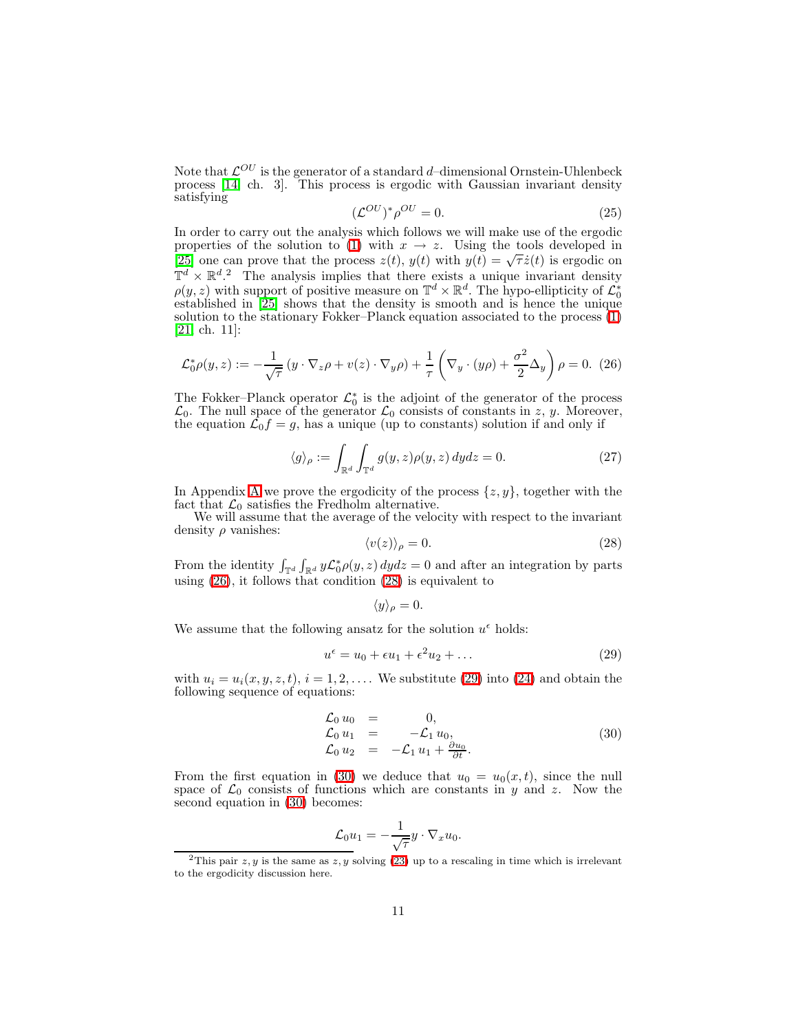Note that $\mathcal{L}^{OU}$ is the generator of a standard $d$–dimensional Ornstein-Uhlenbeck process [14, ch. 3]. This process is ergodic with Gaussian invariant density satisfying

$$(\mathcal{L}^{OU})^* \rho^{OU} = 0. \tag{25}$$

In order to carry out the analysis which follows we will make use of the ergodic properties of the solution to (1) with $x \to z$. Using the tools developed in [25] one can prove that the process $z(t)$, $y(t)$ with $y(t) = \sqrt{\tau}\dot{z}(t)$ is ergodic on $\mathbb{T}^d \times \mathbb{R}^d$.[2] The analysis implies that there exists a unique invariant density $\rho(y, z)$ with support of positive measure on $\mathbb{T}^d \times \mathbb{R}^d$. The hypo-ellipticity of $\mathcal{L}_0^*$ established in [25] shows that the density is smooth and is hence the unique solution to the stationary Fokker–Planck equation associated to the process (1) [21, ch. 11]:

$$\mathcal{L}_0^* \rho(y, z) := -\frac{1}{\sqrt{\tau}} \left( y \cdot \nabla_z \rho + v(z) \cdot \nabla_y \rho \right) + \frac{1}{\tau} \left( \nabla_y \cdot (y\rho) + \frac{\sigma^2}{2} \Delta_y \right) \rho = 0. \tag{26}$$

The Fokker–Planck operator $\mathcal{L}_0^*$ is the adjoint of the generator of the process $\mathcal{L}_0$. The null space of the generator $\mathcal{L}_0$ consists of constants in $z$, $y$. Moreover, the equation $\mathcal{L}_0 f = g$, has a unique (up to constants) solution if and only if

$$\langle g \rangle_\rho := \int_{\mathbb{R}^d} \int_{\mathbb{T}^d} g(y, z) \rho(y, z) \, dy dz = 0. \tag{27}$$

In Appendix A we prove the ergodicity of the process $\{z, y\}$, together with the fact that $\mathcal{L}_0$ satisfies the Fredholm alternative.

We will assume that the average of the velocity with respect to the invariant density $\rho$ vanishes:

$$\langle v(z) \rangle_\rho = 0. \tag{28}$$

From the identity $\int_{\mathbb{T}^d} \int_{\mathbb{R}^d} y \mathcal{L}_0^* \rho(y, z) \, dy dz = 0$ and after an integration by parts using (26), it follows that condition (28) is equivalent to

$$\langle y \rangle_\rho = 0.$$

We assume that the following ansatz for the solution $u^\epsilon$ holds:

$$u^\epsilon = u_0 + \epsilon u_1 + \epsilon^2 u_2 + \dots \tag{29}$$

with $u_i = u_i(x, y, z, t)$, $i = 1, 2, \dots$. We substitute (29) into (24) and obtain the following sequence of equations:

$$\begin{array}{rcl} \mathcal{L}_0 \, u_0 & = & 0, \\ \mathcal{L}_0 \, u_1 & = & -\mathcal{L}_1 \, u_0, \\ \mathcal{L}_0 \, u_2 & = & -\mathcal{L}_1 \, u_1 + \frac{\partial u_0}{\partial t}. \end{array} \tag{30}$$

From the first equation in (30) we deduce that $u_0 = u_0(x, t)$, since the null space of $\mathcal{L}_0$ consists of functions which are constants in $y$ and $z$. Now the second equation in (30) becomes:

$$\mathcal{L}_0 u_1 = -\frac{1}{\sqrt{\tau}} y \cdot \nabla_x u_0.$$

[2] This pair $z, y$ is the same as $z, y$ solving (23) up to a rescaling in time which is irrelevant to the ergodicity discussion here.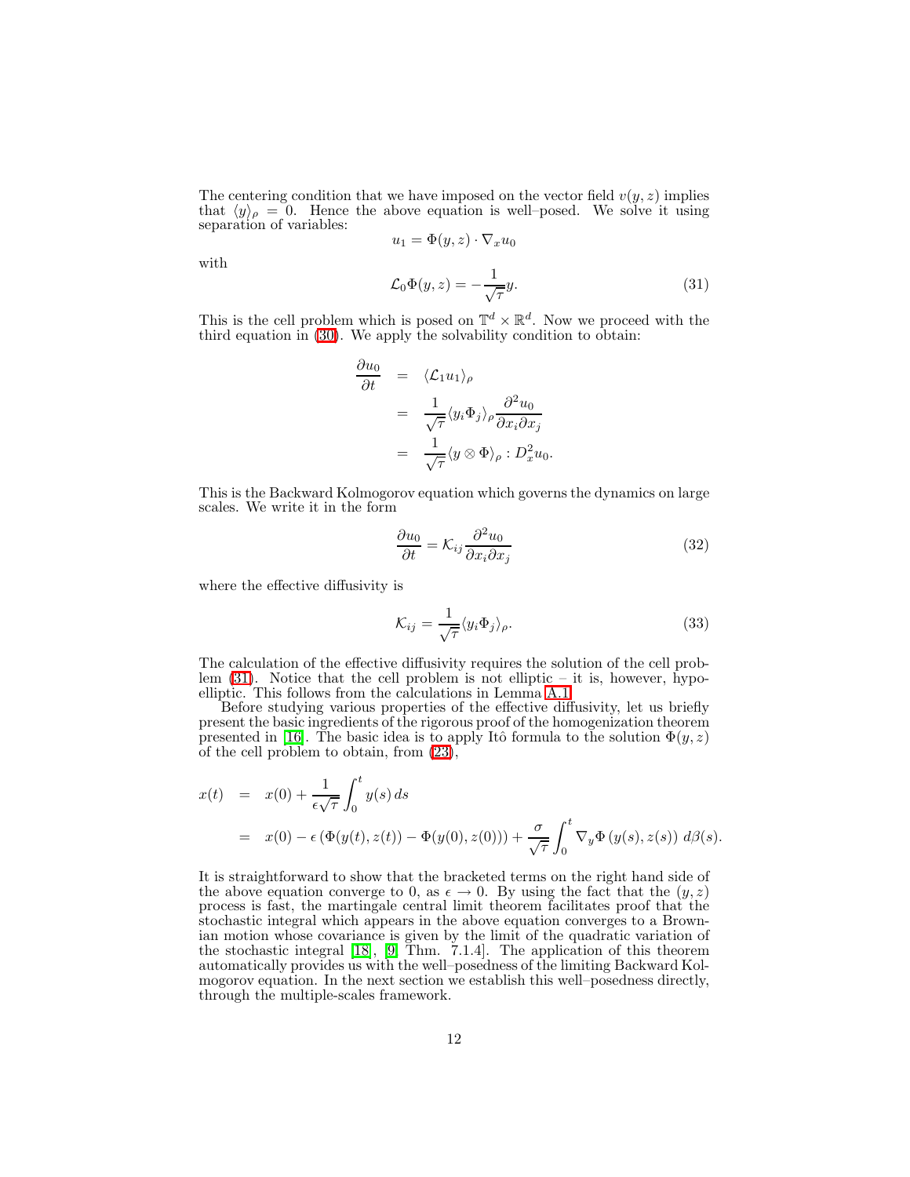The centering condition that we have imposed on the vector field $v(y, z)$ implies that $\langle y \rangle_\rho = 0$. Hence the above equation is well–posed. We solve it using separation of variables:

$$u_1 = \Phi(y, z) \cdot \nabla_x u_0$$

with

$$\mathcal{L}_0 \Phi(y, z) = -\frac{1}{\sqrt{\tau}} y. \tag{31}$$

This is the cell problem which is posed on $\mathbb{T}^d \times \mathbb{R}^d$. Now we proceed with the third equation in (30). We apply the solvability condition to obtain:

$$\begin{aligned} \frac{\partial u_0}{\partial t} &= \langle \mathcal{L}_1 u_1 \rangle_\rho \\ &= \frac{1}{\sqrt{\tau}} \langle y_i \Phi_j \rangle_\rho \frac{\partial^2 u_0}{\partial x_i \partial x_j} \\ &= \frac{1}{\sqrt{\tau}} \langle y \otimes \Phi \rangle_\rho : D_x^2 u_0. \end{aligned}$$

This is the Backward Kolmogorov equation which governs the dynamics on large scales. We write it in the form

$$\frac{\partial u_0}{\partial t} = \mathcal{K}_{ij} \frac{\partial^2 u_0}{\partial x_i \partial x_j} \tag{32}$$

where the effective diffusivity is

$$\mathcal{K}_{ij} = \frac{1}{\sqrt{\tau}} \langle y_i \Phi_j \rangle_\rho. \tag{33}$$

The calculation of the effective diffusivity requires the solution of the cell problem (31). Notice that the cell problem is not elliptic – it is, however, hypoelliptic. This follows from the calculations in Lemma A.1.

Before studying various properties of the effective diffusivity, let us briefly present the basic ingredients of the rigorous proof of the homogenization theorem presented in [16]. The basic idea is to apply Itô formula to the solution $\Phi(y, z)$ of the cell problem to obtain, from (23),

$$\begin{aligned} x(t) &= x(0) + \frac{1}{\epsilon\sqrt{\tau}} \int_0^t y(s)\, ds \\ &= x(0) - \epsilon \left( \Phi(y(t), z(t)) - \Phi(y(0), z(0)) \right) + \frac{\sigma}{\sqrt{\tau}} \int_0^t \nabla_y \Phi\left(y(s), z(s)\right)\, d\beta(s). \end{aligned}$$

It is straightforward to show that the bracketed terms on the right hand side of the above equation converge to 0, as $\epsilon \to 0$. By using the fact that the $(y, z)$ process is fast, the martingale central limit theorem facilitates proof that the stochastic integral which appears in the above equation converges to a Brownian motion whose covariance is given by the limit of the quadratic variation of the stochastic integral [18], [9, Thm. 7.1.4]. The application of this theorem automatically provides us with the well–posedness of the limiting Backward Kolmogorov equation. In the next section we establish this well–posedness directly, through the multiple-scales framework.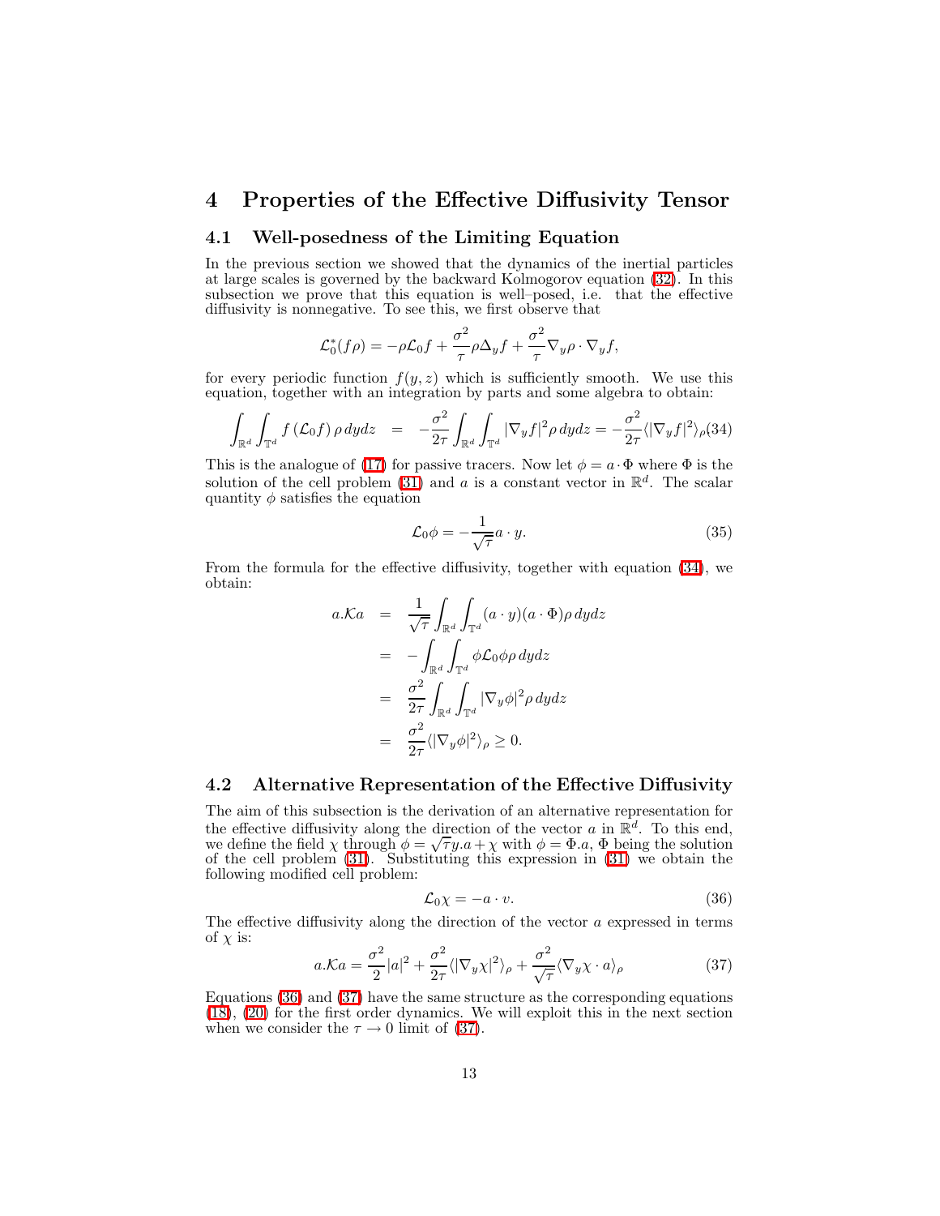# 4 Properties of the Effective Diffusivity Tensor

## 4.1 Well-posedness of the Limiting Equation

In the previous section we showed that the dynamics of the inertial particles at large scales is governed by the backward Kolmogorov equation (32). In this subsection we prove that this equation is well–posed, i.e. that the effective diffusivity is nonnegative. To see this, we first observe that

$$\mathcal{L}_0^*(f\rho) = -\rho\mathcal{L}_0 f + \frac{\sigma^2}{\tau}\rho\Delta_y f + \frac{\sigma^2}{\tau}\nabla_y\rho\cdot\nabla_y f,$$

for every periodic function $f(y,z)$ which is sufficiently smooth. We use this equation, together with an integration by parts and some algebra to obtain:

$$\int_{\mathbb{R}^d}\int_{\mathbb{T}^d} f\,(\mathcal{L}_0 f)\,\rho\,dydz \quad = \quad -\frac{\sigma^2}{2\tau}\int_{\mathbb{R}^d}\int_{\mathbb{T}^d}|\nabla_y f|^2\rho\,dydz = -\frac{\sigma^2}{2\tau}\langle|\nabla_y f|^2\rangle_\rho \tag{34}$$

This is the analogue of (17) for passive tracers. Now let $\phi = a\cdot\Phi$ where $\Phi$ is the solution of the cell problem (31) and $a$ is a constant vector in $\mathbb{R}^d$. The scalar quantity $\phi$ satisfies the equation

$$\mathcal{L}_0\phi = -\frac{1}{\sqrt{\tau}}a\cdot y. \tag{35}$$

From the formula for the effective diffusivity, together with equation (34), we obtain:

$$\begin{aligned}
a.\mathcal{K}a &= \frac{1}{\sqrt{\tau}}\int_{\mathbb{R}^d}\int_{\mathbb{T}^d}(a\cdot y)(a\cdot\Phi)\rho\,dydz \\
&= -\int_{\mathbb{R}^d}\int_{\mathbb{T}^d}\phi\mathcal{L}_0\phi\rho\,dydz \\
&= \frac{\sigma^2}{2\tau}\int_{\mathbb{R}^d}\int_{\mathbb{T}^d}|\nabla_y\phi|^2\rho\,dydz \\
&= \frac{\sigma^2}{2\tau}\langle|\nabla_y\phi|^2\rangle_\rho \geq 0.
\end{aligned}$$

## 4.2 Alternative Representation of the Effective Diffusivity

The aim of this subsection is the derivation of an alternative representation for the effective diffusivity along the direction of the vector $a$ in $\mathbb{R}^d$. To this end, we define the field $\chi$ through $\phi = \sqrt{\tau}y.a + \chi$ with $\phi = \Phi.a$, $\Phi$ being the solution of the cell problem (31). Substituting this expression in (31) we obtain the following modified cell problem:

$$\mathcal{L}_0\chi = -a\cdot v. \tag{36}$$

The effective diffusivity along the direction of the vector $a$ expressed in terms of $\chi$ is:

$$a.\mathcal{K}a = \frac{\sigma^2}{2}|a|^2 + \frac{\sigma^2}{2\tau}\langle|\nabla_y\chi|^2\rangle_\rho + \frac{\sigma^2}{\sqrt{\tau}}\langle\nabla_y\chi\cdot a\rangle_\rho \tag{37}$$

Equations (36) and (37) have the same structure as the corresponding equations (18), (20) for the first order dynamics. We will exploit this in the next section when we consider the $\tau\to 0$ limit of (37).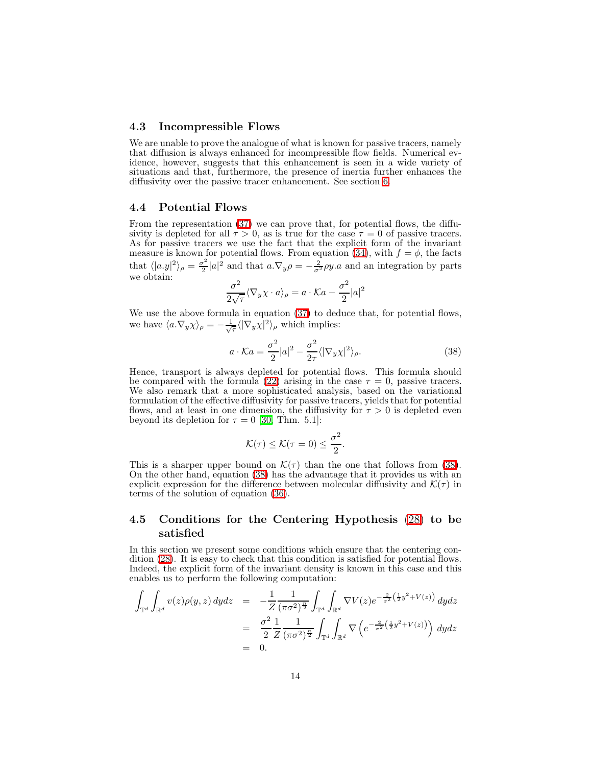### 4.3 Incompressible Flows

We are unable to prove the analogue of what is known for passive tracers, namely that diffusion is always enhanced for incompressible flow fields. Numerical evidence, however, suggests that this enhancement is seen in a wide variety of situations and that, furthermore, the presence of inertia further enhances the diffusivity over the passive tracer enhancement. See section 6.

### 4.4 Potential Flows

From the representation (37) we can prove that, for potential flows, the diffusivity is depleted for all $\tau > 0$, as is true for the case $\tau = 0$ of passive tracers. As for passive tracers we use the fact that the explicit form of the invariant measure is known for potential flows. From equation (34), with $f = \phi$, the facts that $\langle |a.y|^2 \rangle_\rho = \frac{\sigma^2}{2}|a|^2$ and that $a.\nabla_y \rho = -\frac{2}{\sigma^2}\rho y.a$ and an integration by parts we obtain:

$$\frac{\sigma^2}{2\sqrt{\tau}} \langle \nabla_y \chi \cdot a \rangle_\rho = a \cdot \mathcal{K} a - \frac{\sigma^2}{2}|a|^2$$

We use the above formula in equation (37) to deduce that, for potential flows, we have $\langle a.\nabla_y \chi \rangle_\rho = -\frac{1}{\sqrt{\tau}} \langle |\nabla_y \chi|^2 \rangle_\rho$ which implies:

$$a \cdot \mathcal{K} a = \frac{\sigma^2}{2}|a|^2 - \frac{\sigma^2}{2\tau} \langle |\nabla_y \chi|^2 \rangle_\rho. \tag{38}$$

Hence, transport is always depleted for potential flows. This formula should be compared with the formula (22) arising in the case $\tau = 0$, passive tracers. We also remark that a more sophisticated analysis, based on the variational formulation of the effective diffusivity for passive tracers, yields that for potential flows, and at least in one dimension, the diffusivity for $\tau > 0$ is depleted even beyond its depletion for $\tau = 0$ [30, Thm. 5.1]:

$$\mathcal{K}(\tau) \leq \mathcal{K}(\tau = 0) \leq \frac{\sigma^2}{2}.$$

This is a sharper upper bound on $\mathcal{K}(\tau)$ than the one that follows from (38). On the other hand, equation (38) has the advantage that it provides us with an explicit expression for the difference between molecular diffusivity and $\mathcal{K}(\tau)$ in terms of the solution of equation (36).

### 4.5 Conditions for the Centering Hypothesis (28) to be satisfied

In this section we present some conditions which ensure that the centering condition (28). It is easy to check that this condition is satisfied for potential flows. Indeed, the explicit form of the invariant density is known in this case and this enables us to perform the following computation:

$$\begin{aligned}
\int_{\mathbb{T}^d} \int_{\mathbb{R}^d} v(z)\rho(y,z)\, dydz &= -\frac{1}{Z}\frac{1}{(\pi\sigma^2)^{\frac{n}{2}}} \int_{\mathbb{T}^d} \int_{\mathbb{R}^d} \nabla V(z) e^{-\frac{2}{\sigma^2}\left(\frac{1}{2}y^2 + V(z)\right)}\, dydz \\
&= \frac{\sigma^2}{2}\frac{1}{Z}\frac{1}{(\pi\sigma^2)^{\frac{n}{2}}} \int_{\mathbb{T}^d} \int_{\mathbb{R}^d} \nabla \left( e^{-\frac{2}{\sigma^2}\left(\frac{1}{2}y^2 + V(z)\right)} \right) dydz \\
&= 0.
\end{aligned}$$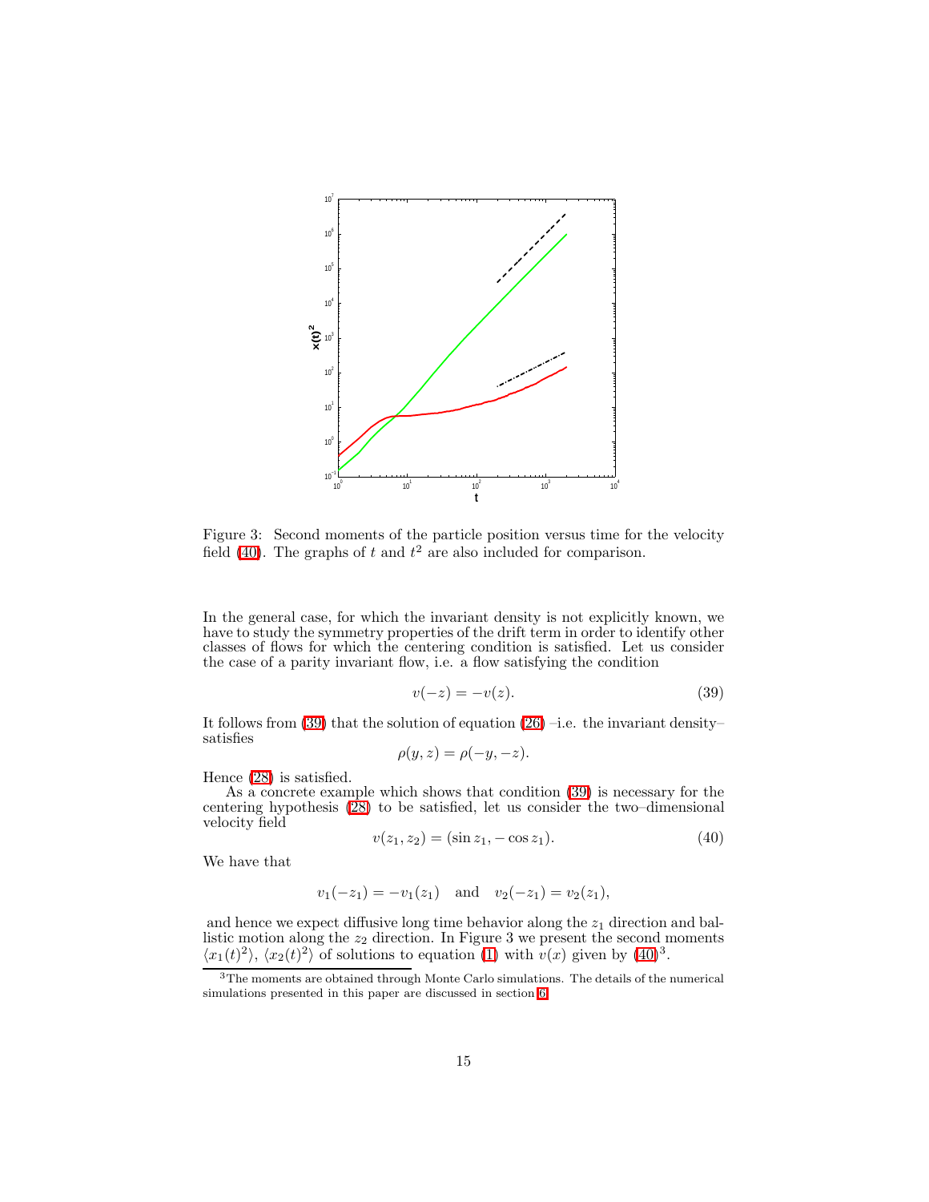Figure 3: Second moments of the particle position versus time for the velocity field (40). The graphs of $t$ and $t^2$ are also included for comparison.

In the general case, for which the invariant density is not explicitly known, we have to study the symmetry properties of the drift term in order to identify other classes of flows for which the centering condition is satisfied. Let us consider the case of a parity invariant flow, i.e. a flow satisfying the condition

$$v(-z) = -v(z). \tag{39}$$

It follows from (39) that the solution of equation (26) –i.e. the invariant density– satisfies

$$\rho(y, z) = \rho(-y, -z).$$

Hence (28) is satisfied.

As a concrete example which shows that condition (39) is necessary for the centering hypothesis (28) to be satisfied, let us consider the two–dimensional velocity field

$$v(z_1, z_2) = (\sin z_1, -\cos z_1). \tag{40}$$

We have that

$$v_1(-z_1) = -v_1(z_1) \quad \text{and} \quad v_2(-z_1) = v_2(z_1),$$

and hence we expect diffusive long time behavior along the $z_1$ direction and ballistic motion along the $z_2$ direction. In Figure 3 we present the second moments $\langle x_1(t)^2 \rangle$, $\langle x_2(t)^2 \rangle$ of solutions to equation (1) with $v(x)$ given by (40)[3].

[3] The moments are obtained through Monte Carlo simulations. The details of the numerical simulations presented in this paper are discussed in section 6.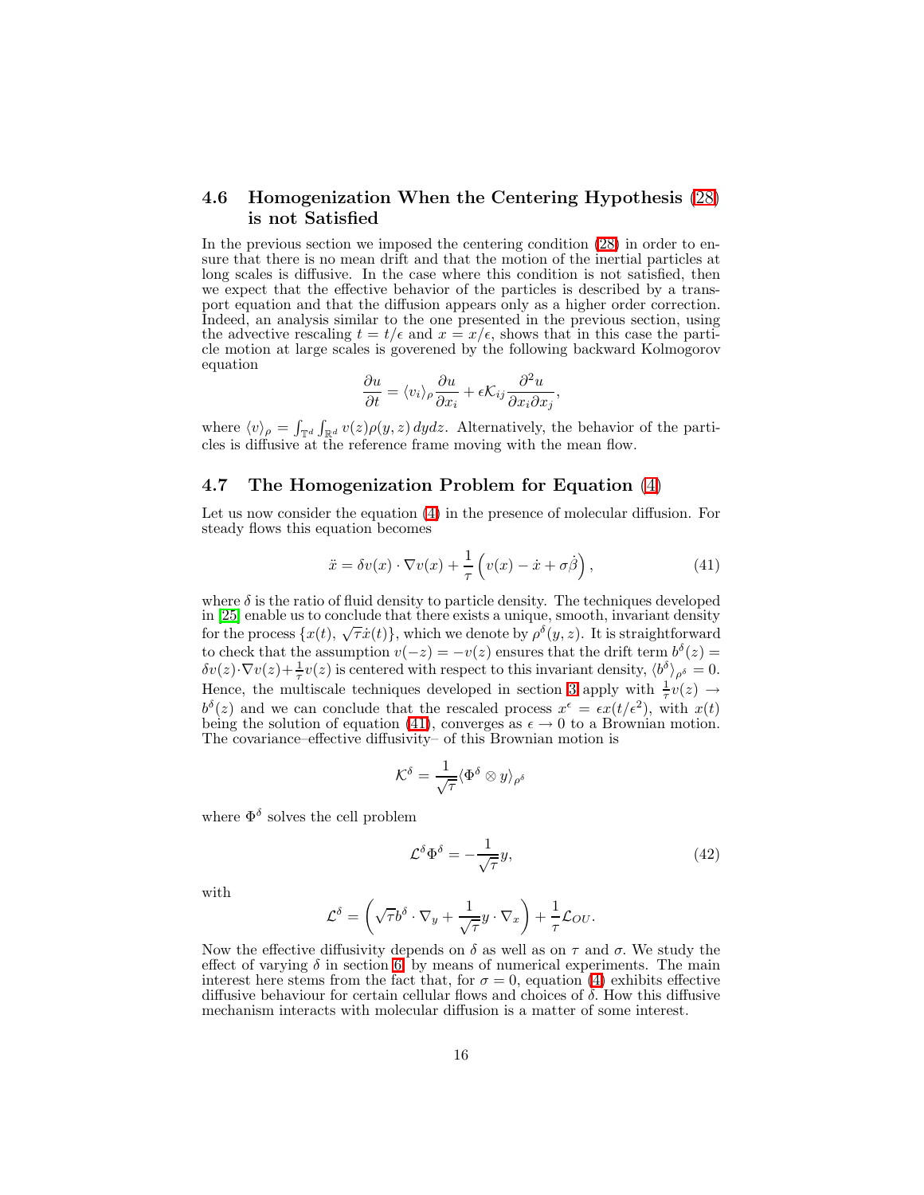### 4.6 Homogenization When the Centering Hypothesis (28) is not Satisfied

In the previous section we imposed the centering condition (28) in order to ensure that there is no mean drift and that the motion of the inertial particles at long scales is diffusive. In the case where this condition is not satisfied, then we expect that the effective behavior of the particles is described by a transport equation and that the diffusion appears only as a higher order correction. Indeed, an analysis similar to the one presented in the previous section, using the advective rescaling $t = t/\epsilon$ and $x = x/\epsilon$, shows that in this case the particle motion at large scales is goverened by the following backward Kolmogorov equation

$$\frac{\partial u}{\partial t} = \langle v_i \rangle_\rho \frac{\partial u}{\partial x_i} + \epsilon \mathcal{K}_{ij} \frac{\partial^2 u}{\partial x_i \partial x_j},$$

where $\langle v \rangle_\rho = \int_{\mathbb{T}^d} \int_{\mathbb{R}^d} v(z) \rho(y, z) \, dy dz$. Alternatively, the behavior of the particles is diffusive at the reference frame moving with the mean flow.

### 4.7 The Homogenization Problem for Equation (4)

Let us now consider the equation (4) in the presence of molecular diffusion. For steady flows this equation becomes

$$\ddot{x} = \delta v(x) \cdot \nabla v(x) + \frac{1}{\tau} \left( v(x) - \dot{x} + \sigma \dot{\beta} \right), \tag{41}$$

where $\delta$ is the ratio of fluid density to particle density. The techniques developed in [25] enable us to conclude that there exists a unique, smooth, invariant density for the process $\{x(t), \sqrt{\tau}\dot{x}(t)\}$, which we denote by $\rho^\delta(y, z)$. It is straightforward to check that the assumption $v(-z) = -v(z)$ ensures that the drift term $b^\delta(z) = \delta v(z) \cdot \nabla v(z) + \frac{1}{\tau} v(z)$ is centered with respect to this invariant density, $\langle b^\delta \rangle_{\rho^\delta} = 0$. Hence, the multiscale techniques developed in section 3 apply with $\frac{1}{\tau} v(z) \to b^\delta(z)$ and we can conclude that the rescaled process $x^\epsilon = \epsilon x(t/\epsilon^2)$, with $x(t)$ being the solution of equation (41), converges as $\epsilon \to 0$ to a Brownian motion. The covariance–effective diffusivity– of this Brownian motion is

$$\mathcal{K}^\delta = \frac{1}{\sqrt{\tau}} \langle \Phi^\delta \otimes y \rangle_{\rho^\delta}$$

where $\Phi^\delta$ solves the cell problem

$$\mathcal{L}^\delta \Phi^\delta = -\frac{1}{\sqrt{\tau}} y, \tag{42}$$

with

$$\mathcal{L}^\delta = \left( \sqrt{\tau} b^\delta \cdot \nabla_y + \frac{1}{\sqrt{\tau}} y \cdot \nabla_x \right) + \frac{1}{\tau} \mathcal{L}_{OU}.$$

Now the effective diffusivity depends on $\delta$ as well as on $\tau$ and $\sigma$. We study the effect of varying $\delta$ in section 6, by means of numerical experiments. The main interest here stems from the fact that, for $\sigma = 0$, equation (4) exhibits effective diffusive behaviour for certain cellular flows and choices of $\delta$. How this diffusive mechanism interacts with molecular diffusion is a matter of some interest.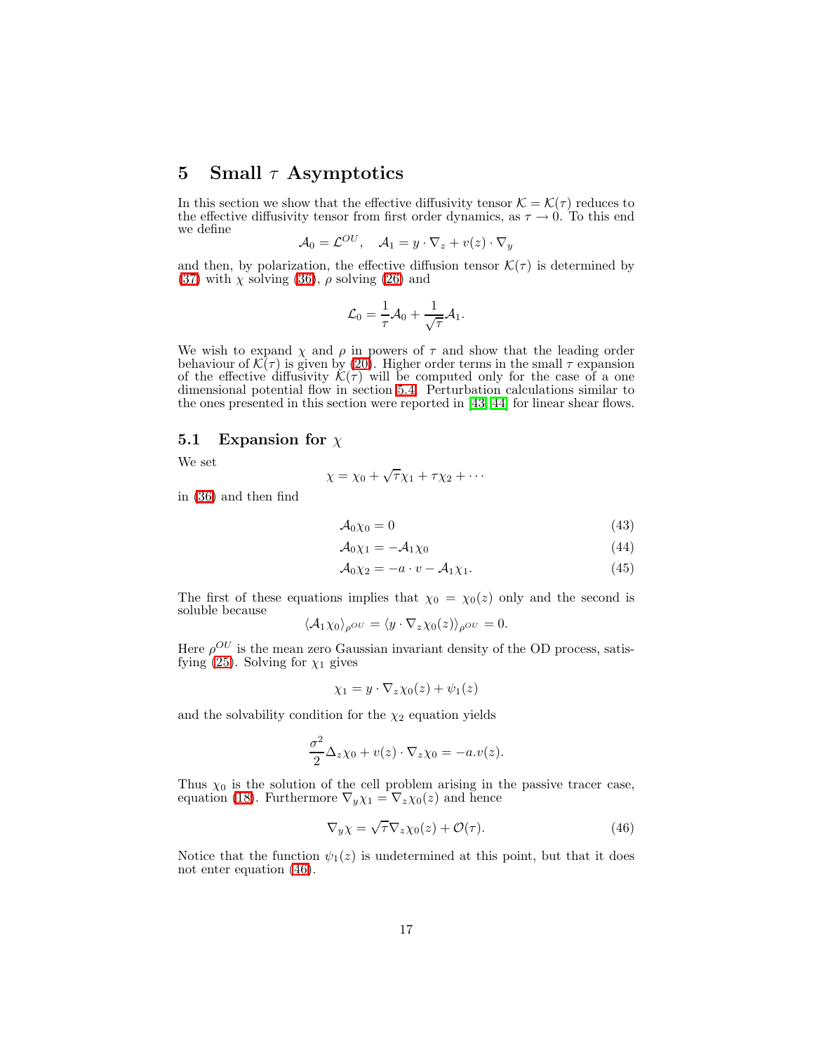## 5 Small $\tau$ Asymptotics

In this section we show that the effective diffusivity tensor $\mathcal{K} = \mathcal{K}(\tau)$ reduces to the effective diffusivity tensor from first order dynamics, as $\tau \to 0$. To this end we define

$$\mathcal{A}_0 = \mathcal{L}^{OU}, \quad \mathcal{A}_1 = y \cdot \nabla_z + v(z) \cdot \nabla_y$$

and then, by polarization, the effective diffusion tensor $\mathcal{K}(\tau)$ is determined by (37) with $\chi$ solving (36), $\rho$ solving (26) and

$$\mathcal{L}_0 = \frac{1}{\tau}\mathcal{A}_0 + \frac{1}{\sqrt{\tau}}\mathcal{A}_1.$$

We wish to expand $\chi$ and $\rho$ in powers of $\tau$ and show that the leading order behaviour of $\mathcal{K}(\tau)$ is given by (20). Higher order terms in the small $\tau$ expansion of the effective diffusivity $\mathcal{K}(\tau)$ will be computed only for the case of a one dimensional potential flow in section 5.4. Perturbation calculations similar to the ones presented in this section were reported in [43, 44] for linear shear flows.

### 5.1 Expansion for $\chi$

We set

$$\chi = \chi_0 + \sqrt{\tau}\chi_1 + \tau\chi_2 + \cdots$$

in (36) and then find

$$\mathcal{A}_0\chi_0 = 0 \tag{43}$$

$$\mathcal{A}_0\chi_1 = -\mathcal{A}_1\chi_0 \tag{44}$$

$$\mathcal{A}_0\chi_2 = -a \cdot v - \mathcal{A}_1\chi_1. \tag{45}$$

The first of these equations implies that $\chi_0 = \chi_0(z)$ only and the second is soluble because

$$\langle \mathcal{A}_1\chi_0 \rangle_{\rho^{OU}} = \langle y \cdot \nabla_z \chi_0(z) \rangle_{\rho^{OU}} = 0.$$

Here $\rho^{OU}$ is the mean zero Gaussian invariant density of the OD process, satisfying (25). Solving for $\chi_1$ gives

$$\chi_1 = y \cdot \nabla_z \chi_0(z) + \psi_1(z)$$

and the solvability condition for the $\chi_2$ equation yields

$$\frac{\sigma^2}{2}\Delta_z \chi_0 + v(z) \cdot \nabla_z \chi_0 = -a.v(z).$$

Thus $\chi_0$ is the solution of the cell problem arising in the passive tracer case, equation (18). Furthermore $\nabla_y \chi_1 = \nabla_z \chi_0(z)$ and hence

$$\nabla_y \chi = \sqrt{\tau}\nabla_z \chi_0(z) + \mathcal{O}(\tau). \tag{46}$$

Notice that the function $\psi_1(z)$ is undetermined at this point, but that it does not enter equation (46).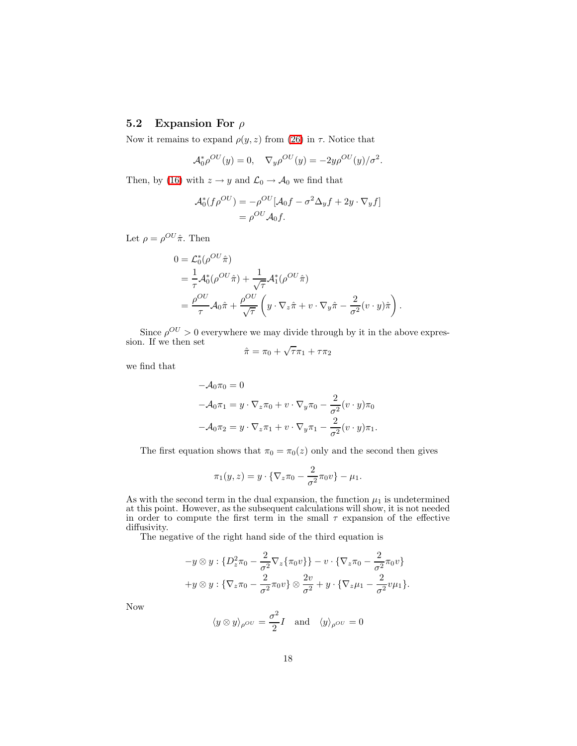### 5.2 Expansion For $\rho$

Now it remains to expand $\rho(y,z)$ from (26) in $\tau$. Notice that

$$\mathcal{A}_0^* \rho^{OU}(y) = 0, \quad \nabla_y \rho^{OU}(y) = -2y\rho^{OU}(y)/\sigma^2.$$

Then, by (16) with $z \to y$ and $\mathcal{L}_0 \to \mathcal{A}_0$ we find that

$$\begin{aligned}
\mathcal{A}_0^*(f\rho^{OU}) &= -\rho^{OU}[\mathcal{A}_0 f - \sigma^2 \Delta_y f + 2y \cdot \nabla_y f] \\
&= \rho^{OU} \mathcal{A}_0 f.
\end{aligned}$$

Let $\rho = \rho^{OU}\hat{\pi}$. Then

$$\begin{aligned}
0 &= \mathcal{L}_0^*(\rho^{OU}\hat{\pi}) \\
&= \frac{1}{\tau}\mathcal{A}_0^*(\rho^{OU}\hat{\pi}) + \frac{1}{\sqrt{\tau}}\mathcal{A}_1^*(\rho^{OU}\hat{\pi}) \\
&= \frac{\rho^{OU}}{\tau}\mathcal{A}_0\hat{\pi} + \frac{\rho^{OU}}{\sqrt{\tau}}\left(y \cdot \nabla_z \hat{\pi} + v \cdot \nabla_y \hat{\pi} - \frac{2}{\sigma^2}(v \cdot y)\hat{\pi}\right).
\end{aligned}$$

Since $\rho^{OU} > 0$ everywhere we may divide through by it in the above expression. If we then set

$$\hat{\pi} = \pi_0 + \sqrt{\tau}\pi_1 + \tau\pi_2$$

we find that

$$\begin{aligned}
-\mathcal{A}_0\pi_0 &= 0 \\
-\mathcal{A}_0\pi_1 &= y \cdot \nabla_z \pi_0 + v \cdot \nabla_y \pi_0 - \frac{2}{\sigma^2}(v \cdot y)\pi_0 \\
-\mathcal{A}_0\pi_2 &= y \cdot \nabla_z \pi_1 + v \cdot \nabla_y \pi_1 - \frac{2}{\sigma^2}(v \cdot y)\pi_1.
\end{aligned}$$

The first equation shows that $\pi_0 = \pi_0(z)$ only and the second then gives

$$\pi_1(y,z) = y \cdot \{\nabla_z \pi_0 - \frac{2}{\sigma^2}\pi_0 v\} - \mu_1.$$

As with the second term in the dual expansion, the function $\mu_1$ is undetermined at this point. However, as the subsequent calculations will show, it is not needed in order to compute the first term in the small $\tau$ expansion of the effective diffusivity.

The negative of the right hand side of the third equation is

$$\begin{aligned}
&-y \otimes y : \{D_z^2 \pi_0 - \frac{2}{\sigma^2}\nabla_z\{\pi_0 v\}\} - v \cdot \{\nabla_z \pi_0 - \frac{2}{\sigma^2}\pi_0 v\} \\
&+ y \otimes y : \{\nabla_z \pi_0 - \frac{2}{\sigma^2}\pi_0 v\} \otimes \frac{2v}{\sigma^2} + y \cdot \{\nabla_z \mu_1 - \frac{2}{\sigma^2} v \mu_1\}.
\end{aligned}$$

Now

$$\langle y \otimes y \rangle_{\rho^{OU}} = \frac{\sigma^2}{2} I \quad \text{and} \quad \langle y \rangle_{\rho^{OU}} = 0$$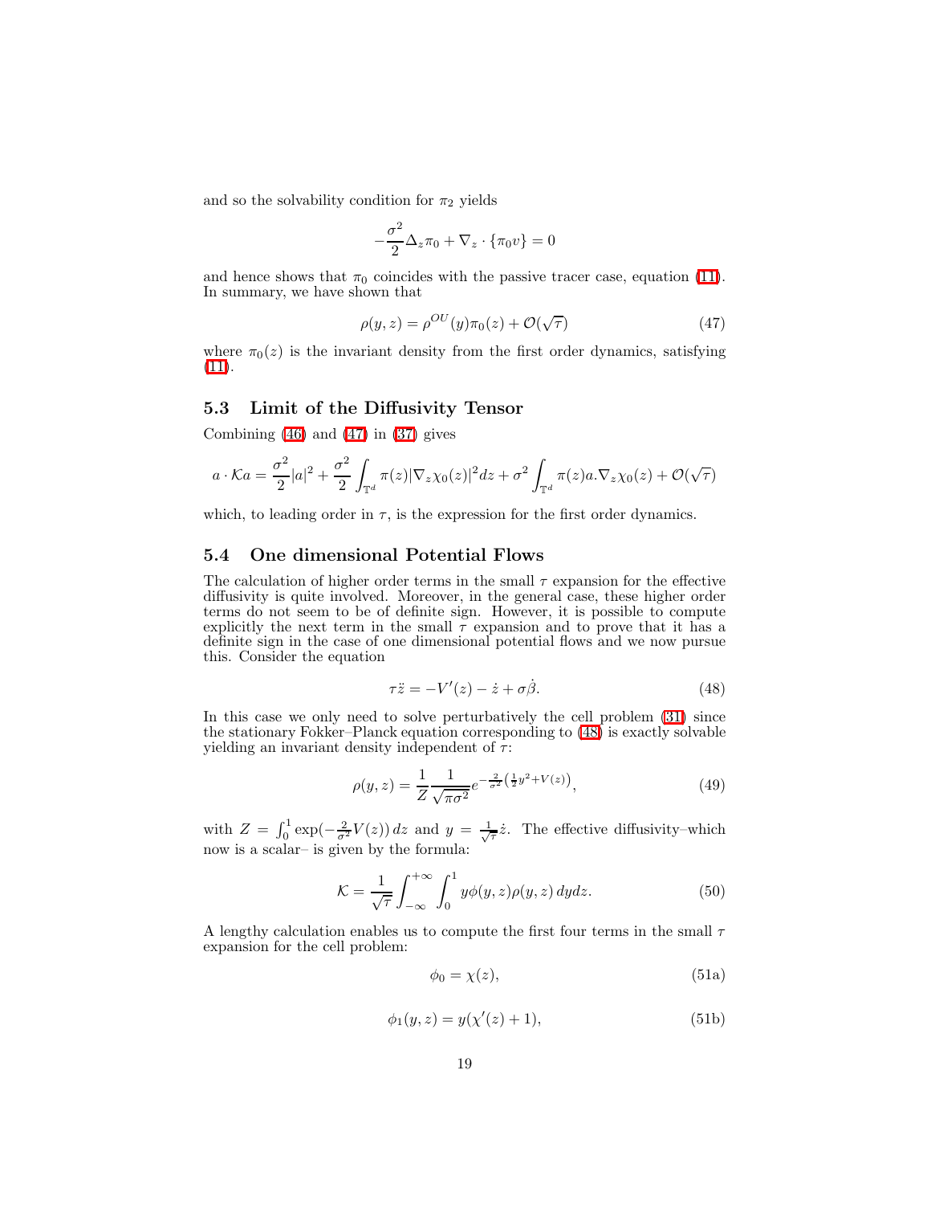and so the solvability condition for $\pi_2$ yields

$$-\frac{\sigma^2}{2}\Delta_z \pi_0 + \nabla_z \cdot \{\pi_0 v\} = 0$$

and hence shows that $\pi_0$ coincides with the passive tracer case, equation (11). In summary, we have shown that

$$\rho(y,z) = \rho^{OU}(y)\pi_0(z) + \mathcal{O}(\sqrt{\tau}) \tag{47}$$

where $\pi_0(z)$ is the invariant density from the first order dynamics, satisfying (11).

### 5.3 Limit of the Diffusivity Tensor

Combining (46) and (47) in (37) gives

$$a \cdot \mathcal{K} a = \frac{\sigma^2}{2}|a|^2 + \frac{\sigma^2}{2}\int_{\mathbb{T}^d} \pi(z)|\nabla_z \chi_0(z)|^2 dz + \sigma^2 \int_{\mathbb{T}^d} \pi(z) a.\nabla_z \chi_0(z) + \mathcal{O}(\sqrt{\tau})$$

which, to leading order in $\tau$, is the expression for the first order dynamics.

### 5.4 One dimensional Potential Flows

The calculation of higher order terms in the small $\tau$ expansion for the effective diffusivity is quite involved. Moreover, in the general case, these higher order terms do not seem to be of definite sign. However, it is possible to compute explicitly the next term in the small $\tau$ expansion and to prove that it has a definite sign in the case of one dimensional potential flows and we now pursue this. Consider the equation

$$\tau \ddot{z} = -V'(z) - \dot{z} + \sigma \dot{\beta}. \tag{48}$$

In this case we only need to solve perturbatively the cell problem (31) since the stationary Fokker–Planck equation corresponding to (48) is exactly solvable yielding an invariant density independent of $\tau$:

$$\rho(y,z) = \frac{1}{Z}\frac{1}{\sqrt{\pi\sigma^2}} e^{-\frac{2}{\sigma^2}\left(\frac{1}{2}y^2 + V(z)\right)}, \tag{49}$$

with $Z = \int_0^1 \exp(-\frac{2}{\sigma^2}V(z))\, dz$ and $y = \frac{1}{\sqrt{\tau}}\dot{z}$. The effective diffusivity–which now is a scalar– is given by the formula:

$$\mathcal{K} = \frac{1}{\sqrt{\tau}} \int_{-\infty}^{+\infty} \int_0^1 y \phi(y,z)\rho(y,z)\, dy dz. \tag{50}$$

A lengthy calculation enables us to compute the first four terms in the small $\tau$ expansion for the cell problem:

$$\phi_0 = \chi(z), \tag{51a}$$

$$\phi_1(y,z) = y(\chi'(z) + 1), \tag{51b}$$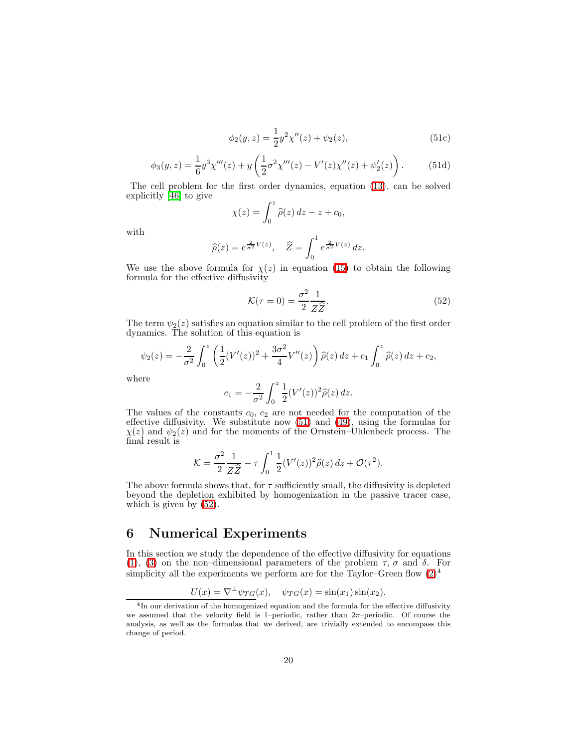$$\phi_2(y,z) = \frac{1}{2}y^2\chi''(z) + \psi_2(z), \tag{51c}$$

$$\phi_3(y,z) = \frac{1}{6}y^3\chi'''(z) + y\left(\frac{1}{2}\sigma^2\chi'''(z) - V'(z)\chi''(z) + \psi_2'(z)\right). \tag{51d}$$

The cell problem for the first order dynamics, equation (13), can be solved explicitly [46] to give

$$\chi(z) = \int_0^z \widehat{\rho}(z)\,dz - z + c_0,$$

with

$$\widehat{\rho}(z) = e^{\frac{2}{\sigma^2}V(z)}, \quad \widehat{Z} = \int_0^1 e^{\frac{2}{\sigma^2}V(z)}\,dz.$$

We use the above formula for $\chi(z)$ in equation (15) to obtain the following formula for the effective diffusivity

$$\mathcal{K}(\tau = 0) = \frac{\sigma^2}{2}\frac{1}{Z\widehat{Z}}. \tag{52}$$

The term $\psi_2(z)$ satisfies an equation similar to the cell problem of the first order dynamics. The solution of this equation is

$$\psi_2(z) = -\frac{2}{\sigma^2}\int_0^z \left(\frac{1}{2}(V'(z))^2 + \frac{3\sigma^2}{4}V''(z)\right)\widehat{\rho}(z)\,dz + c_1\int_0^z \widehat{\rho}(z)\,dz + c_2,$$

where

$$c_1 = -\frac{2}{\sigma^2}\int_0^z \frac{1}{2}(V'(z))^2\widehat{\rho}(z)\,dz.$$

The values of the constants $c_0$, $c_2$ are not needed for the computation of the effective diffusivity. We substitute now (51) and (49), using the formulas for $\chi(z)$ and $\psi_2(z)$ and for the moments of the Ornstein–Uhlenbeck process. The final result is

$$\mathcal{K} = \frac{\sigma^2}{2}\frac{1}{Z\widehat{Z}} - \tau\int_0^1 \frac{1}{2}(V'(z))^2\widehat{\rho}(z)\,dz + \mathcal{O}(\tau^2).$$

The above formula shows that, for $\tau$ sufficiently small, the diffusivity is depleted beyond the depletion exhibited by homogenization in the passive tracer case, which is given by (52).

## 6 Numerical Experiments

In this section we study the dependence of the effective diffusivity for equations (1), (3) on the non–dimensional parameters of the problem $\tau$, $\sigma$ and $\delta$. For simplicity all the experiments we perform are for the Taylor–Green flow (2)[4]

$$U(x) = \nabla^{\perp}\psi_{TG}(x), \quad \psi_{TG}(x) = \sin(x_1)\sin(x_2).$$

[4] In our derivation of the homogenized equation and the formula for the effective diffusivity we assumed that the velocity field is 1–periodic, rather than $2\pi$–periodic. Of course the analysis, as well as the formulas that we derived, are trivially extended to encompass this change of period.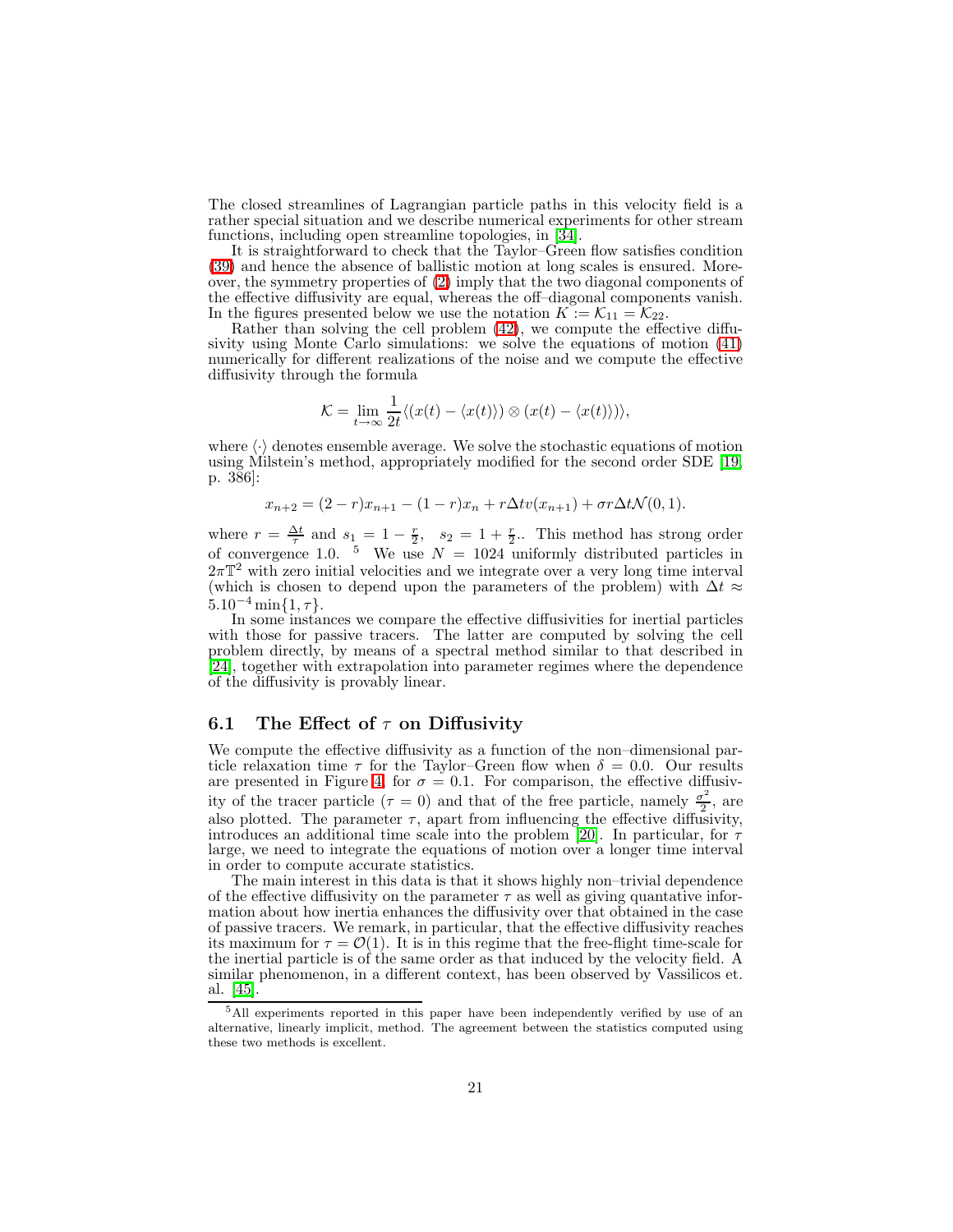The closed streamlines of Lagrangian particle paths in this velocity field is a rather special situation and we describe numerical experiments for other stream functions, including open streamline topologies, in [34].

It is straightforward to check that the Taylor–Green flow satisfies condition (39) and hence the absence of ballistic motion at long scales is ensured. Moreover, the symmetry properties of (2) imply that the two diagonal components of the effective diffusivity are equal, whereas the off–diagonal components vanish. In the figures presented below we use the notation $K := \mathcal{K}_{11} = \mathcal{K}_{22}$.

Rather than solving the cell problem (42), we compute the effective diffusivity using Monte Carlo simulations: we solve the equations of motion (41) numerically for different realizations of the noise and we compute the effective diffusivity through the formula

$$\mathcal{K} = \lim_{t \to \infty} \frac{1}{2t} \langle (x(t) - \langle x(t) \rangle) \otimes (x(t) - \langle x(t) \rangle) \rangle,$$

where $\langle \cdot \rangle$ denotes ensemble average. We solve the stochastic equations of motion using Milstein's method, appropriately modified for the second order SDE [19, p. 386]:

$$x_{n+2} = (2-r)x_{n+1} - (1-r)x_n + r\Delta t v(x_{n+1}) + \sigma r \Delta t \mathcal{N}(0,1).$$

where $r = \frac{\Delta t}{\tau}$ and $s_1 = 1 - \frac{r}{2}$, $s_2 = 1 + \frac{r}{2}$.. This method has strong order of convergence 1.0. [5] We use $N = 1024$ uniformly distributed particles in $2\pi\mathbb{T}^2$ with zero initial velocities and we integrate over a very long time interval (which is chosen to depend upon the parameters of the problem) with $\Delta t \approx 5.10^{-4} \min\{1, \tau\}$.

In some instances we compare the effective diffusivities for inertial particles with those for passive tracers. The latter are computed by solving the cell problem directly, by means of a spectral method similar to that described in [24], together with extrapolation into parameter regimes where the dependence of the diffusivity is provably linear.

## 6.1 The Effect of $\tau$ on Diffusivity

We compute the effective diffusivity as a function of the non–dimensional particle relaxation time $\tau$ for the Taylor–Green flow when $\delta = 0.0$. Our results are presented in Figure 4, for $\sigma = 0.1$. For comparison, the effective diffusivity of the tracer particle ($\tau = 0$) and that of the free particle, namely $\frac{\sigma^2}{2}$, are also plotted. The parameter $\tau$, apart from influencing the effective diffusivity, introduces an additional time scale into the problem [20]. In particular, for $\tau$ large, we need to integrate the equations of motion over a longer time interval in order to compute accurate statistics.

The main interest in this data is that it shows highly non–trivial dependence of the effective diffusivity on the parameter $\tau$ as well as giving quantative information about how inertia enhances the diffusivity over that obtained in the case of passive tracers. We remark, in particular, that the effective diffusivity reaches its maximum for $\tau = \mathcal{O}(1)$. It is in this regime that the free-flight time-scale for the inertial particle is of the same order as that induced by the velocity field. A similar phenomenon, in a different context, has been observed by Vassilicos et. al. [45].

[5] All experiments reported in this paper have been independently verified by use of an alternative, linearly implicit, method. The agreement between the statistics computed using these two methods is excellent.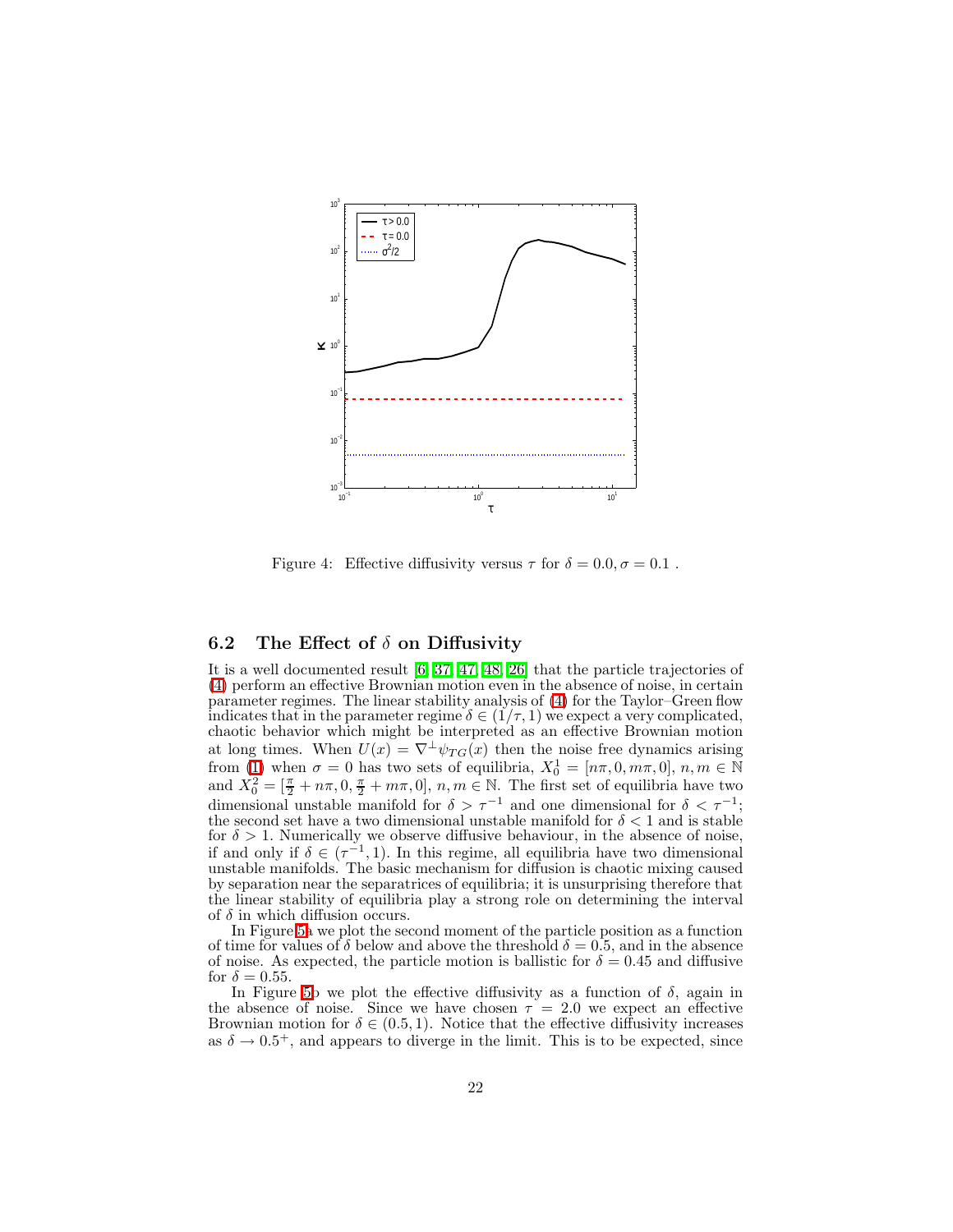Figure 4: Effective diffusivity versus $\tau$ for $\delta = 0.0, \sigma = 0.1$ .

### 6.2 The Effect of $\delta$ on Diffusivity

It is a well documented result [6, 37, 47, 48, 26] that the particle trajectories of (4) perform an effective Brownian motion even in the absence of noise, in certain parameter regimes. The linear stability analysis of (4) for the Taylor–Green flow indicates that in the parameter regime $\delta \in (1/\tau, 1)$ we expect a very complicated, chaotic behavior which might be interpreted as an effective Brownian motion at long times. When $U(x) = \nabla^{\perp}\psi_{TG}(x)$ then the noise free dynamics arising from (1) when $\sigma = 0$ has two sets of equilibria, $X_0^1 = [n\pi, 0, m\pi, 0]$, $n, m \in \mathbb{N}$ and $X_0^2 = [\frac{\pi}{2} + n\pi, 0, \frac{\pi}{2} + m\pi, 0]$, $n, m \in \mathbb{N}$. The first set of equilibria have two dimensional unstable manifold for $\delta > \tau^{-1}$ and one dimensional for $\delta < \tau^{-1}$; the second set have a two dimensional unstable manifold for $\delta < 1$ and is stable for $\delta > 1$. Numerically we observe diffusive behaviour, in the absence of noise, if and only if $\delta \in (\tau^{-1}, 1)$. In this regime, all equilibria have two dimensional unstable manifolds. The basic mechanism for diffusion is chaotic mixing caused by separation near the separatrices of equilibria; it is unsurprising therefore that the linear stability of equilibria play a strong role on determining the interval of $\delta$ in which diffusion occurs.

In Figure 5a we plot the second moment of the particle position as a function of time for values of $\delta$ below and above the threshold $\delta = 0.5$, and in the absence of noise. As expected, the particle motion is ballistic for $\delta = 0.45$ and diffusive for $\delta = 0.55$.

In Figure 5b we plot the effective diffusivity as a function of $\delta$, again in the absence of noise. Since we have chosen $\tau = 2.0$ we expect an effective Brownian motion for $\delta \in (0.5, 1)$. Notice that the effective diffusivity increases as $\delta \to 0.5^+$, and appears to diverge in the limit. This is to be expected, since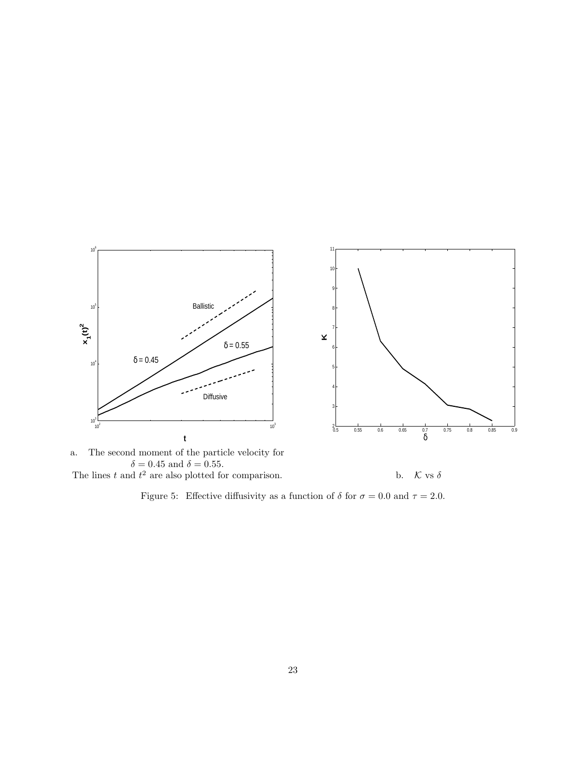a. The second moment of the particle velocity for $\delta = 0.45$ and $\delta = 0.55$.
The lines $t$ and $t^2$ are also plotted for comparison.

b. $\mathcal{K}$ vs $\delta$

Figure 5: Effective diffusivity as a function of $\delta$ for $\sigma = 0.0$ and $\tau = 2.0$.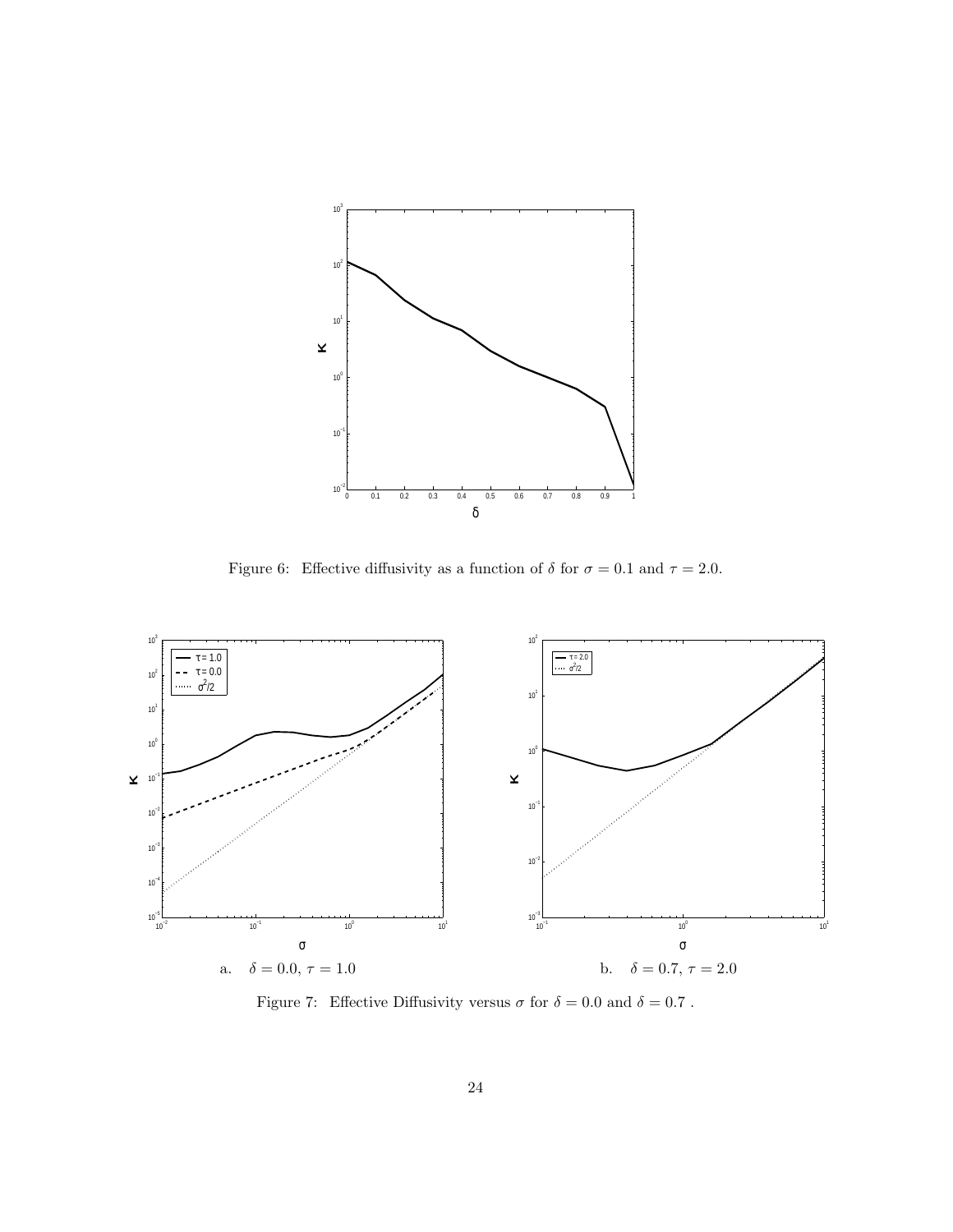Figure 6: Effective diffusivity as a function of $\delta$ for $\sigma = 0.1$ and $\tau = 2.0$.

a. $\delta = 0.0$, $\tau = 1.0$

b. $\delta = 0.7$, $\tau = 2.0$

Figure 7: Effective Diffusivity versus $\sigma$ for $\delta = 0.0$ and $\delta = 0.7$ .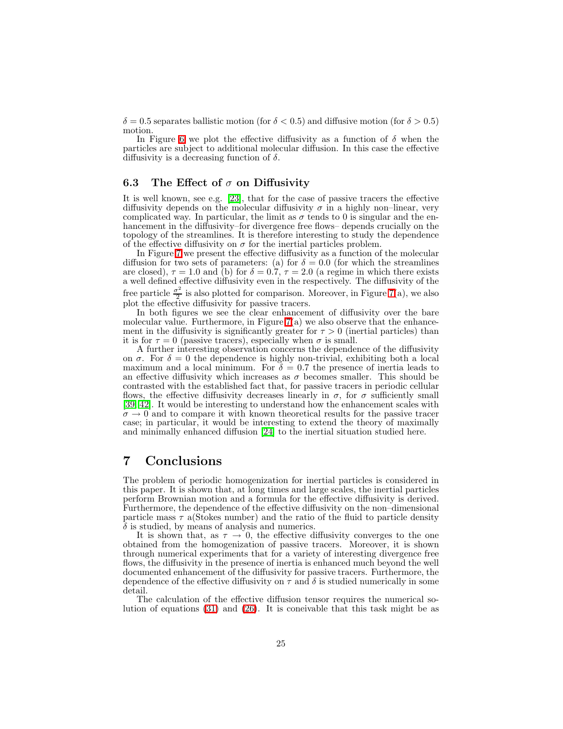$\delta = 0.5$ separates ballistic motion (for $\delta < 0.5$) and diffusive motion (for $\delta > 0.5$) motion.

In Figure 6 we plot the effective diffusivity as a function of $\delta$ when the particles are subject to additional molecular diffusion. In this case the effective diffusivity is a decreasing function of $\delta$.

### 6.3 The Effect of $\sigma$ on Diffusivity

It is well known, see e.g. [23], that for the case of passive tracers the effective diffusivity depends on the molecular diffusivity $\sigma$ in a highly non–linear, very complicated way. In particular, the limit as $\sigma$ tends to 0 is singular and the enhancement in the diffusivity–for divergence free flows– depends crucially on the topology of the streamlines. It is therefore interesting to study the dependence of the effective diffusivity on $\sigma$ for the inertial particles problem.

In Figure 7 we present the effective diffusivity as a function of the molecular diffusion for two sets of parameters: (a) for $\delta = 0.0$ (for which the streamlines are closed), $\tau = 1.0$ and (b) for $\delta = 0.7$, $\tau = 2.0$ (a regime in which there exists a well defined effective diffusivity even in the respectively. The diffusivity of the free particle $\frac{\sigma^2}{2}$ is also plotted for comparison. Moreover, in Figure 7(a), we also plot the effective diffusivity for passive tracers.

In both figures we see the clear enhancement of diffusivity over the bare molecular value. Furthermore, in Figure 7(a) we also observe that the enhancement in the diffusivity is significantly greater for $\tau > 0$ (inertial particles) than it is for $\tau = 0$ (passive tracers), especially when $\sigma$ is small.

A further interesting observation concerns the dependence of the diffusivity on $\sigma$. For $\delta = 0$ the dependence is highly non-trivial, exhibiting both a local maximum and a local minimum. For $\delta = 0.7$ the presence of inertia leads to an effective diffusivity which increases as $\sigma$ becomes smaller. This should be contrasted with the established fact that, for passive tracers in periodic cellular flows, the effective diffusivity decreases linearly in $\sigma$, for $\sigma$ sufficiently small [39, 42]. It would be interesting to understand how the enhancement scales with $\sigma \to 0$ and to compare it with known theoretical results for the passive tracer case; in particular, it would be interesting to extend the theory of maximally and minimally enhanced diffusion [24] to the inertial situation studied here.

# 7 Conclusions

The problem of periodic homogenization for inertial particles is considered in this paper. It is shown that, at long times and large scales, the inertial particles perform Brownian motion and a formula for the effective diffusivity is derived. Furthermore, the dependence of the effective diffusivity on the non–dimensional particle mass $\tau$ a(Stokes number) and the ratio of the fluid to particle density $\delta$ is studied, by means of analysis and numerics.

It is shown that, as $\tau \to 0$, the effective diffusivity converges to the one obtained from the homogenization of passive tracers. Moreover, it is shown through numerical experiments that for a variety of interesting divergence free flows, the diffusivity in the presence of inertia is enhanced much beyond the well documented enhancement of the diffusivity for passive tracers. Furthermore, the dependence of the effective diffusivity on $\tau$ and $\delta$ is studied numerically in some detail.

The calculation of the effective diffusion tensor requires the numerical solution of equations (31) and (26). It is coneivable that this task might be as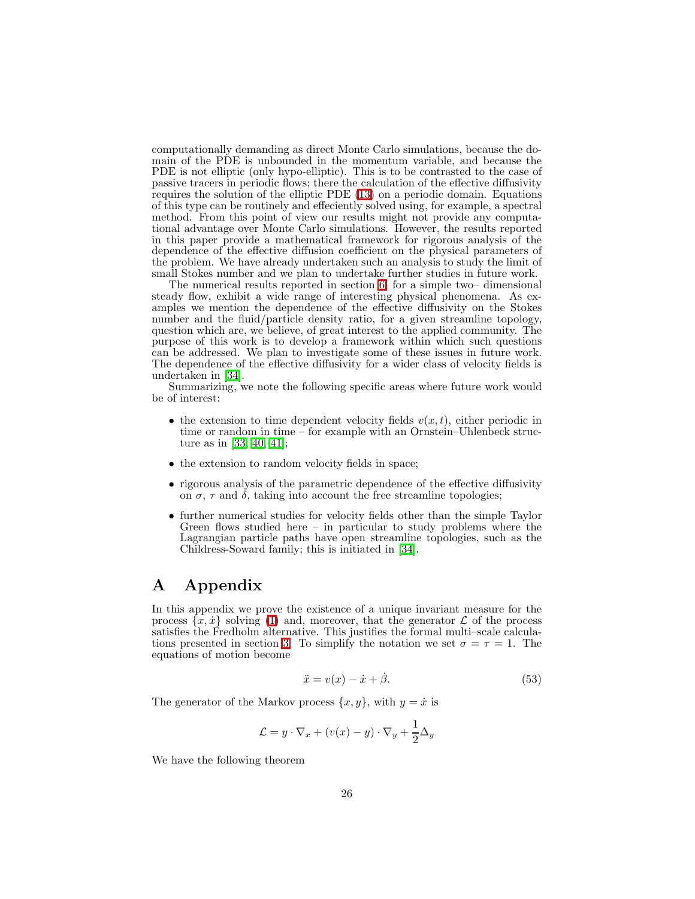computationally demanding as direct Monte Carlo simulations, because the domain of the PDE is unbounded in the momentum variable, and because the PDE is not elliptic (only hypo-elliptic). This is to be contrasted to the case of passive tracers in periodic flows; there the calculation of the effective diffusivity requires the solution of the elliptic PDE (13) on a periodic domain. Equations of this type can be routinely and effeciently solved using, for example, a spectral method. From this point of view our results might not provide any computational advantage over Monte Carlo simulations. However, the results reported in this paper provide a mathematical framework for rigorous analysis of the dependence of the effective diffusion coefficient on the physical parameters of the problem. We have already undertaken such an analysis to study the limit of small Stokes number and we plan to undertake further studies in future work.

The numerical results reported in section 6, for a simple two– dimensional steady flow, exhibit a wide range of interesting physical phenomena. As examples we mention the dependence of the effective diffusivity on the Stokes number and the fluid/particle density ratio, for a given streamline topology, question which are, we believe, of great interest to the applied community. The purpose of this work is to develop a framework within which such questions can be addressed. We plan to investigate some of these issues in future work. The dependence of the effective diffusivity for a wider class of velocity fields is undertaken in [34].

Summarizing, we note the following specific areas where future work would be of interest:

- the extension to time dependent velocity fields $v(x,t)$, either periodic in time or random in time – for example with an Ornstein–Uhlenbeck structure as in [33, 40, 41];
- the extension to random velocity fields in space;
- rigorous analysis of the parametric dependence of the effective diffusivity on $\sigma$, $\tau$ and $\delta$, taking into account the free streamline topologies;
- further numerical studies for velocity fields other than the simple Taylor Green flows studied here – in particular to study problems where the Lagrangian particle paths have open streamline topologies, such as the Childress-Soward family; this is initiated in [34].

# A Appendix

In this appendix we prove the existence of a unique invariant measure for the process $\{x, \dot{x}\}$ solving (1) and, moreover, that the generator $\mathcal{L}$ of the process satisfies the Fredholm alternative. This justifies the formal multi–scale calculations presented in section 3. To simplify the notation we set $\sigma = \tau = 1$. The equations of motion become

$$\ddot{x} = v(x) - \dot{x} + \dot{\beta}. \tag{53}$$

The generator of the Markov process $\{x, y\}$, with $y = \dot{x}$ is

$$\mathcal{L} = y \cdot \nabla_x + (v(x) - y) \cdot \nabla_y + \frac{1}{2}\Delta_y$$

We have the following theorem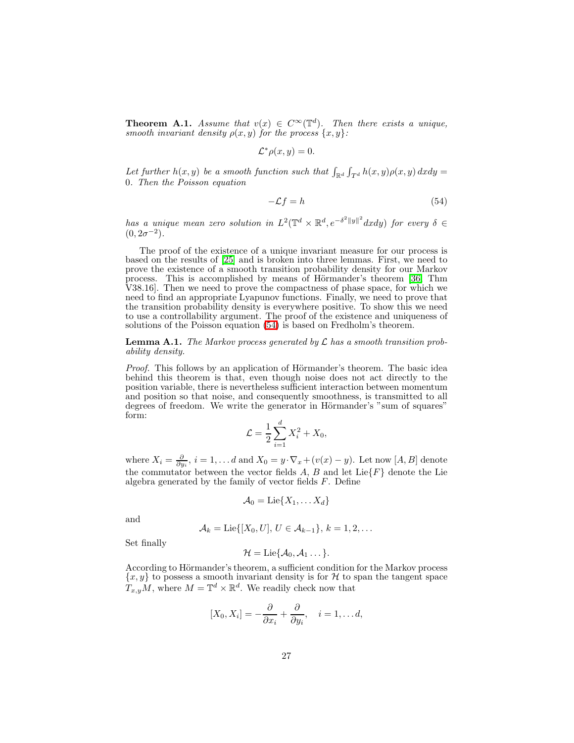**Theorem A.1.** *Assume that $v(x) \in C^\infty(\mathbb{T}^d)$. Then there exists a unique, smooth invariant density $\rho(x,y)$ for the process $\{x,y\}$:*

$$\mathcal{L}^* \rho(x,y) = 0.$$

*Let further $h(x,y)$ be a smooth function such that $\int_{\mathbb{R}^d} \int_{T^d} h(x,y)\rho(x,y)\,dxdy = 0$. Then the Poisson equation*

$$-\mathcal{L} f = h \tag{54}$$

*has a unique mean zero solution in $L^2(\mathbb{T}^d \times \mathbb{R}^d, e^{-\delta^2 \|y\|^2} dxdy)$ for every $\delta \in (0, 2\sigma^{-2})$.*

The proof of the existence of a unique invariant measure for our process is based on the results of [25] and is broken into three lemmas. First, we need to prove the existence of a smooth transition probability density for our Markov process. This is accomplished by means of Hörmander's theorem [36, Thm V38.16]. Then we need to prove the compactness of phase space, for which we need to find an appropriate Lyapunov functions. Finally, we need to prove that the transition probability density is everywhere positive. To show this we need to use a controllability argument. The proof of the existence and uniqueness of solutions of the Poisson equation (54) is based on Fredholm's theorem.

**Lemma A.1.** *The Markov process generated by $\mathcal{L}$ has a smooth transition probability density.*

*Proof.* This follows by an application of Hörmander's theorem. The basic idea behind this theorem is that, even though noise does not act directly to the position variable, there is nevertheless sufficient interaction between momentum and position so that noise, and consequently smoothness, is transmitted to all degrees of freedom. We write the generator in Hörmander's "sum of squares" form:

$$\mathcal{L} = \frac{1}{2} \sum_{i=1}^{d} X_i^2 + X_0,$$

where $X_i = \frac{\partial}{\partial y_i}$, $i = 1, \dots d$ and $X_0 = y \cdot \nabla_x + (v(x) - y)$. Let now $[A, B]$ denote the commutator between the vector fields $A$, $B$ and let $\text{Lie}\{F\}$ denote the Lie algebra generated by the family of vector fields $F$. Define

$$\mathcal{A}_0 = \text{Lie}\{X_1, \dots X_d\}$$

and

$$\mathcal{A}_k = \text{Lie}\{[X_0, U], \, U \in \mathcal{A}_{k-1}\}, \, k = 1, 2, \dots$$

Set finally

$$\mathcal{H} = \text{Lie}\{\mathcal{A}_0, \mathcal{A}_1 \dots\}.$$

According to Hörmander's theorem, a sufficient condition for the Markov process $\{x,y\}$ to possess a smooth invariant density is for $\mathcal{H}$ to span the tangent space $T_{x,y}M$, where $M = \mathbb{T}^d \times \mathbb{R}^d$. We readily check now that

$$[X_0, X_i] = -\frac{\partial}{\partial x_i} + \frac{\partial}{\partial y_i}, \quad i = 1, \dots d,$$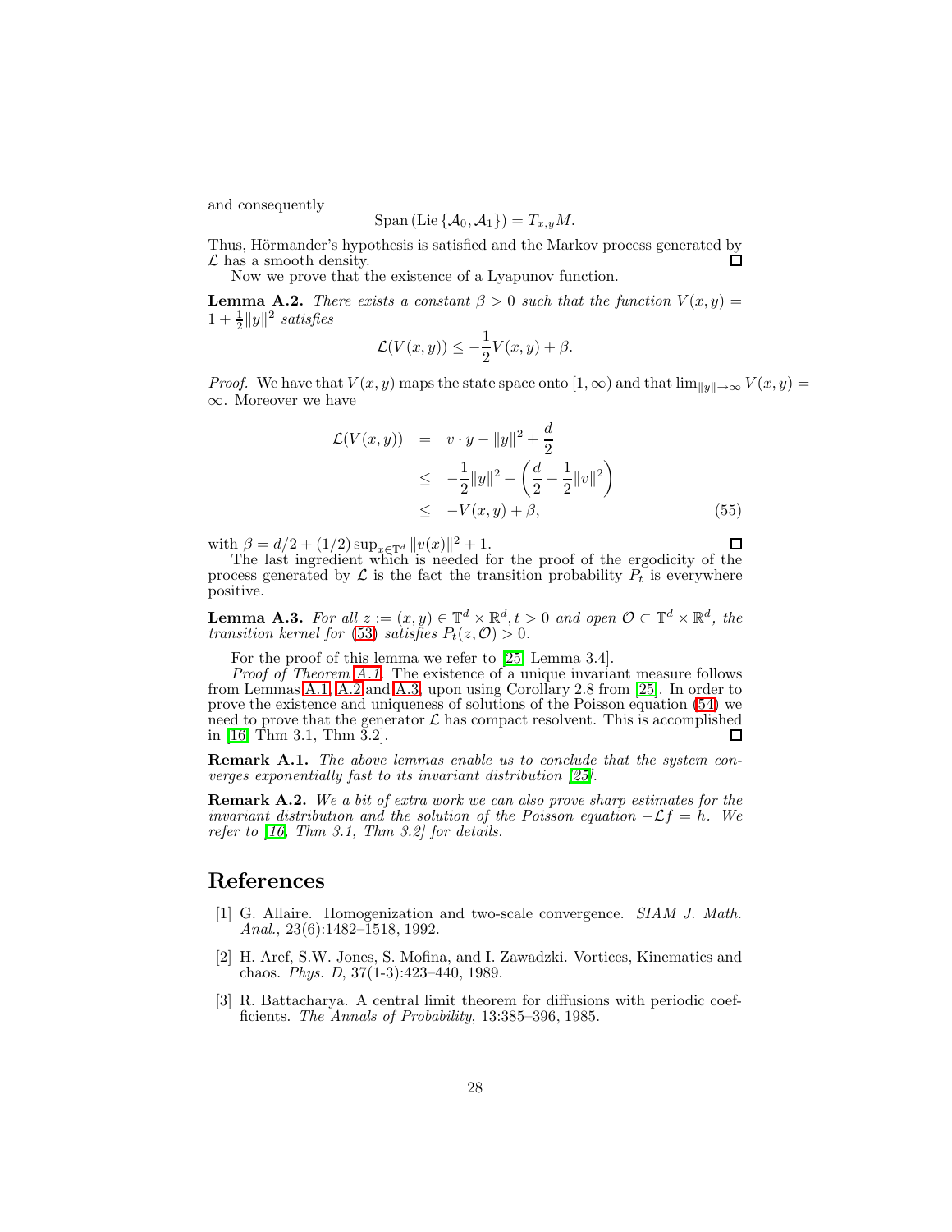and consequently

$$\mathrm{Span}\left(\mathrm{Lie}\left\{\mathcal{A}_0, \mathcal{A}_1\right\}\right) = T_{x,y}M.$$

Thus, Hörmander's hypothesis is satisfied and the Markov process generated by $\mathcal{L}$ has a smooth density. □

Now we prove that the existence of a Lyapunov function.

**Lemma A.2.** *There exists a constant $\beta > 0$ such that the function $V(x, y) = 1 + \frac{1}{2}\|y\|^2$ satisfies*

$$\mathcal{L}(V(x, y)) \leq -\frac{1}{2}V(x, y) + \beta.$$

*Proof.* We have that $V(x, y)$ maps the state space onto $[1, \infty)$ and that $\lim_{\|y\|\to\infty} V(x, y) = \infty$. Moreover we have

$$\begin{aligned}
\mathcal{L}(V(x, y)) &= v \cdot y - \|y\|^2 + \frac{d}{2} \\
&\leq -\frac{1}{2}\|y\|^2 + \left(\frac{d}{2} + \frac{1}{2}\|v\|^2\right) \\
&\leq -V(x, y) + \beta, \qquad (55)
\end{aligned}$$

with $\beta = d/2 + (1/2)\sup_{x\in\mathbb{T}^d} \|v(x)\|^2 + 1$. □

The last ingredient which is needed for the proof of the ergodicity of the process generated by $\mathcal{L}$ is the fact the transition probability $P_t$ is everywhere positive.

**Lemma A.3.** *For all $z := (x, y) \in \mathbb{T}^d \times \mathbb{R}^d, t > 0$ and open $\mathcal{O} \subset \mathbb{T}^d \times \mathbb{R}^d$, the transition kernel for (53) satisfies $P_t(z, \mathcal{O}) > 0$.*

For the proof of this lemma we refer to [25, Lemma 3.4].

*Proof of Theorem A.1.* The existence of a unique invariant measure follows from Lemmas A.1, A.2 and A.3, upon using Corollary 2.8 from [25]. In order to prove the existence and uniqueness of solutions of the Poisson equation (54) we need to prove that the generator $\mathcal{L}$ has compact resolvent. This is accomplished in [16, Thm 3.1, Thm 3.2]. □

**Remark A.1.** *The above lemmas enable us to conclude that the system converges exponentially fast to its invariant distribution [25].*

**Remark A.2.** *We a bit of extra work we can also prove sharp estimates for the invariant distribution and the solution of the Poisson equation $-\mathcal{L}f = h$. We refer to [16, Thm 3.1, Thm 3.2] for details.*

# References

[1] G. Allaire. Homogenization and two-scale convergence. *SIAM J. Math. Anal.*, 23(6):1482–1518, 1992.

[2] H. Aref, S.W. Jones, S. Mofina, and I. Zawadzki. Vortices, Kinematics and chaos. *Phys. D*, 37(1-3):423–440, 1989.

[3] R. Battacharya. A central limit theorem for diffusions with periodic coefficients. *The Annals of Probability*, 13:385–396, 1985.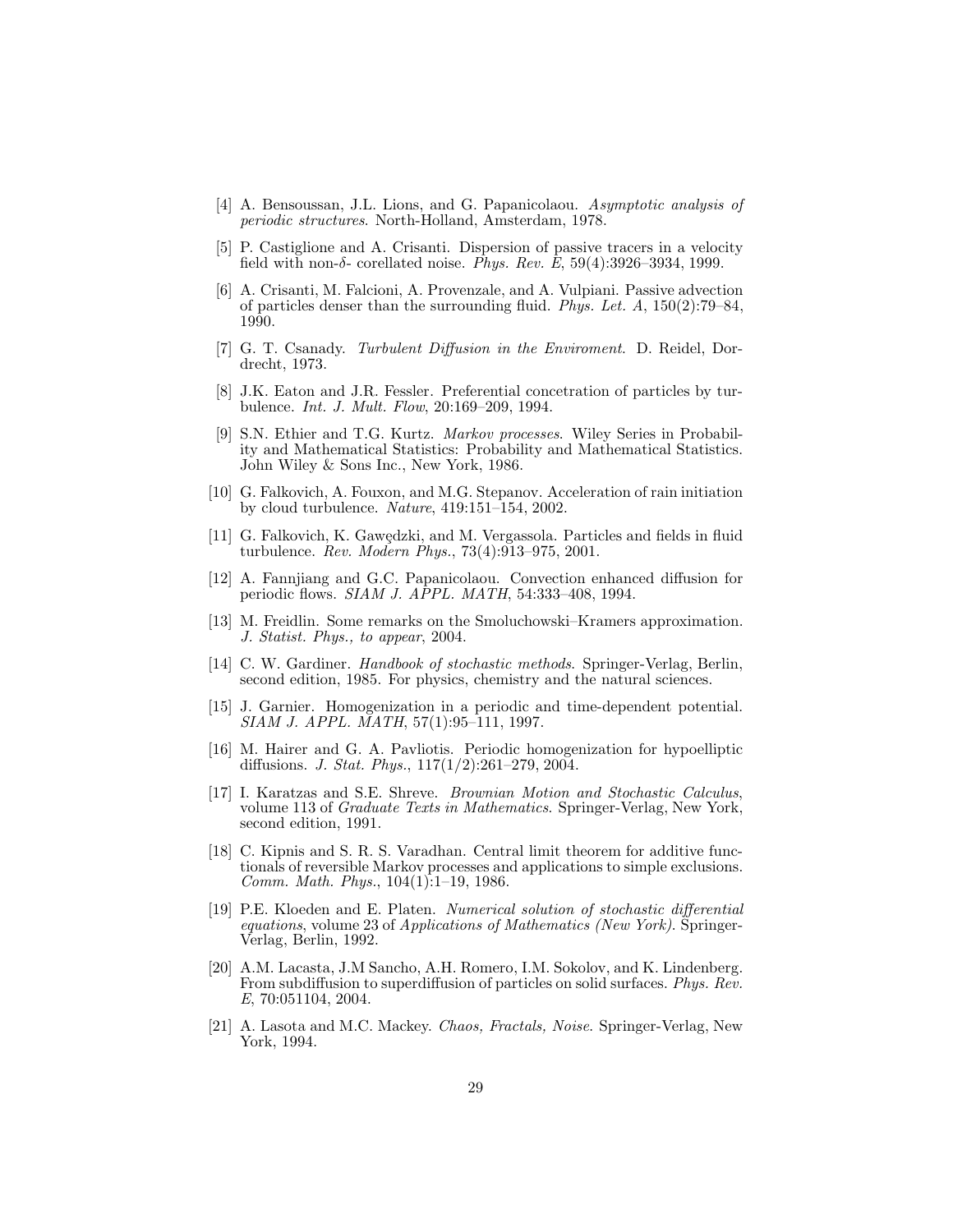[4] A. Bensoussan, J.L. Lions, and G. Papanicolaou. *Asymptotic analysis of periodic structures*. North-Holland, Amsterdam, 1978.

[5] P. Castiglione and A. Crisanti. Dispersion of passive tracers in a velocity field with non-$\delta$- corellated noise. *Phys. Rev. E*, 59(4):3926–3934, 1999.

[6] A. Crisanti, M. Falcioni, A. Provenzale, and A. Vulpiani. Passive advection of particles denser than the surrounding fluid. *Phys. Let. A*, 150(2):79–84, 1990.

[7] G. T. Csanady. *Turbulent Diffusion in the Enviroment*. D. Reidel, Dordrecht, 1973.

[8] J.K. Eaton and J.R. Fessler. Preferential concetration of particles by turbulence. *Int. J. Mult. Flow*, 20:169–209, 1994.

[9] S.N. Ethier and T.G. Kurtz. *Markov processes*. Wiley Series in Probability and Mathematical Statistics: Probability and Mathematical Statistics. John Wiley & Sons Inc., New York, 1986.

[10] G. Falkovich, A. Fouxon, and M.G. Stepanov. Acceleration of rain initiation by cloud turbulence. *Nature*, 419:151–154, 2002.

[11] G. Falkovich, K. Gawędzki, and M. Vergassola. Particles and fields in fluid turbulence. *Rev. Modern Phys.*, 73(4):913–975, 2001.

[12] A. Fannjiang and G.C. Papanicolaou. Convection enhanced diffusion for periodic flows. *SIAM J. APPL. MATH*, 54:333–408, 1994.

[13] M. Freidlin. Some remarks on the Smoluchowski–Kramers approximation. *J. Statist. Phys., to appear*, 2004.

[14] C. W. Gardiner. *Handbook of stochastic methods*. Springer-Verlag, Berlin, second edition, 1985. For physics, chemistry and the natural sciences.

[15] J. Garnier. Homogenization in a periodic and time-dependent potential. *SIAM J. APPL. MATH*, 57(1):95–111, 1997.

[16] M. Hairer and G. A. Pavliotis. Periodic homogenization for hypoelliptic diffusions. *J. Stat. Phys.*, 117(1/2):261–279, 2004.

[17] I. Karatzas and S.E. Shreve. *Brownian Motion and Stochastic Calculus*, volume 113 of *Graduate Texts in Mathematics*. Springer-Verlag, New York, second edition, 1991.

[18] C. Kipnis and S. R. S. Varadhan. Central limit theorem for additive functionals of reversible Markov processes and applications to simple exclusions. *Comm. Math. Phys.*, 104(1):1–19, 1986.

[19] P.E. Kloeden and E. Platen. *Numerical solution of stochastic differential equations*, volume 23 of *Applications of Mathematics (New York)*. Springer-Verlag, Berlin, 1992.

[20] A.M. Lacasta, J.M Sancho, A.H. Romero, I.M. Sokolov, and K. Lindenberg. From subdiffusion to superdiffusion of particles on solid surfaces. *Phys. Rev. E*, 70:051104, 2004.

[21] A. Lasota and M.C. Mackey. *Chaos, Fractals, Noise*. Springer-Verlag, New York, 1994.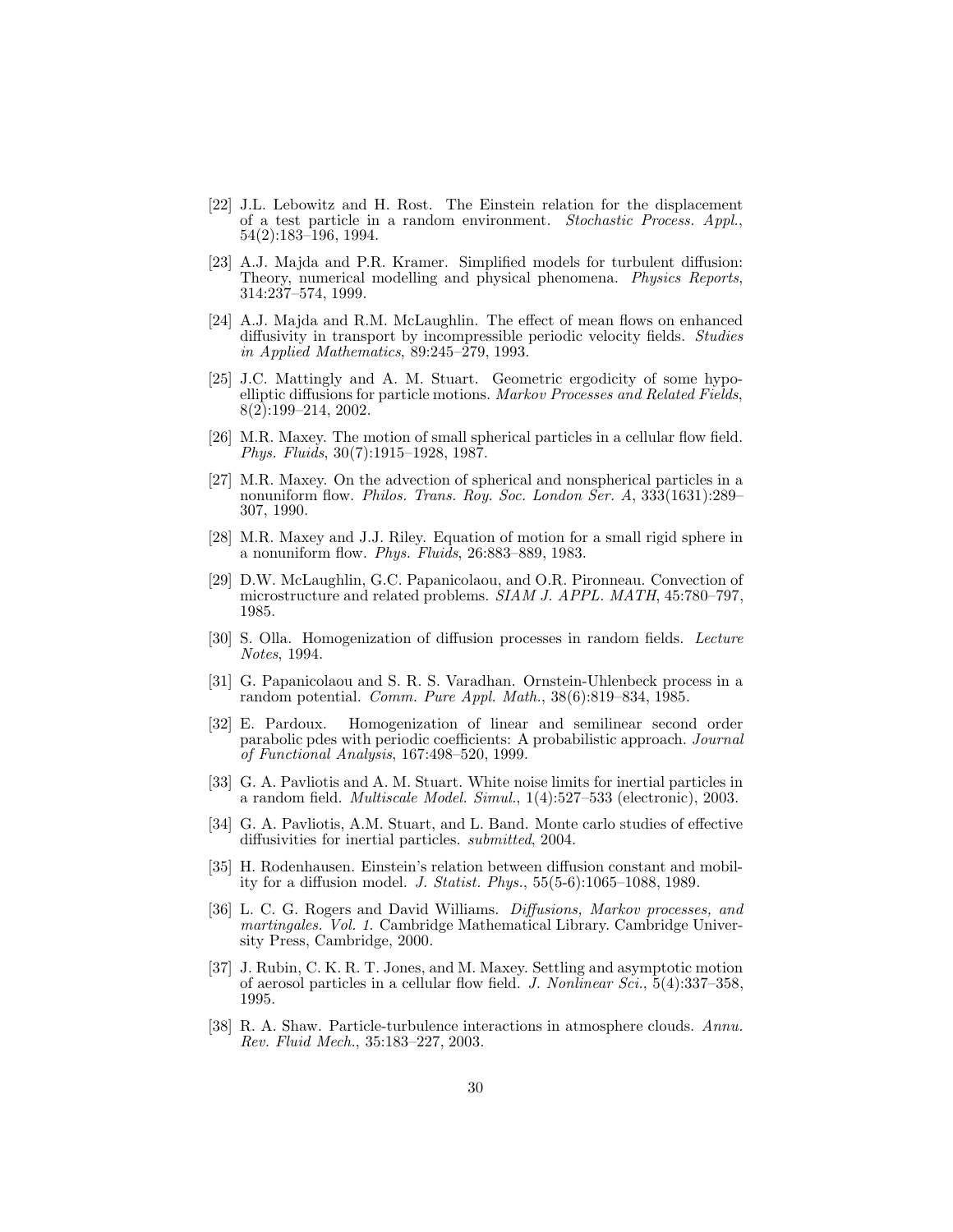[22] J.L. Lebowitz and H. Rost. The Einstein relation for the displacement of a test particle in a random environment. *Stochastic Process. Appl.*, 54(2):183–196, 1994.

[23] A.J. Majda and P.R. Kramer. Simplified models for turbulent diffusion: Theory, numerical modelling and physical phenomena. *Physics Reports*, 314:237–574, 1999.

[24] A.J. Majda and R.M. McLaughlin. The effect of mean flows on enhanced diffusivity in transport by incompressible periodic velocity fields. *Studies in Applied Mathematics*, 89:245–279, 1993.

[25] J.C. Mattingly and A. M. Stuart. Geometric ergodicity of some hypo-elliptic diffusions for particle motions. *Markov Processes and Related Fields*, 8(2):199–214, 2002.

[26] M.R. Maxey. The motion of small spherical particles in a cellular flow field. *Phys. Fluids*, 30(7):1915–1928, 1987.

[27] M.R. Maxey. On the advection of spherical and nonspherical particles in a nonuniform flow. *Philos. Trans. Roy. Soc. London Ser. A*, 333(1631):289–307, 1990.

[28] M.R. Maxey and J.J. Riley. Equation of motion for a small rigid sphere in a nonuniform flow. *Phys. Fluids*, 26:883–889, 1983.

[29] D.W. McLaughlin, G.C. Papanicolaou, and O.R. Pironneau. Convection of microstructure and related problems. *SIAM J. APPL. MATH*, 45:780–797, 1985.

[30] S. Olla. Homogenization of diffusion processes in random fields. *Lecture Notes*, 1994.

[31] G. Papanicolaou and S. R. S. Varadhan. Ornstein-Uhlenbeck process in a random potential. *Comm. Pure Appl. Math.*, 38(6):819–834, 1985.

[32] E. Pardoux. Homogenization of linear and semilinear second order parabolic pdes with periodic coefficients: A probabilistic approach. *Journal of Functional Analysis*, 167:498–520, 1999.

[33] G. A. Pavliotis and A. M. Stuart. White noise limits for inertial particles in a random field. *Multiscale Model. Simul.*, 1(4):527–533 (electronic), 2003.

[34] G. A. Pavliotis, A.M. Stuart, and L. Band. Monte carlo studies of effective diffusivities for inertial particles. *submitted*, 2004.

[35] H. Rodenhausen. Einstein's relation between diffusion constant and mobility for a diffusion model. *J. Statist. Phys.*, 55(5-6):1065–1088, 1989.

[36] L. C. G. Rogers and David Williams. *Diffusions, Markov processes, and martingales. Vol. 1.* Cambridge Mathematical Library. Cambridge University Press, Cambridge, 2000.

[37] J. Rubin, C. K. R. T. Jones, and M. Maxey. Settling and asymptotic motion of aerosol particles in a cellular flow field. *J. Nonlinear Sci.*, 5(4):337–358, 1995.

[38] R. A. Shaw. Particle-turbulence interactions in atmosphere clouds. *Annu. Rev. Fluid Mech.*, 35:183–227, 2003.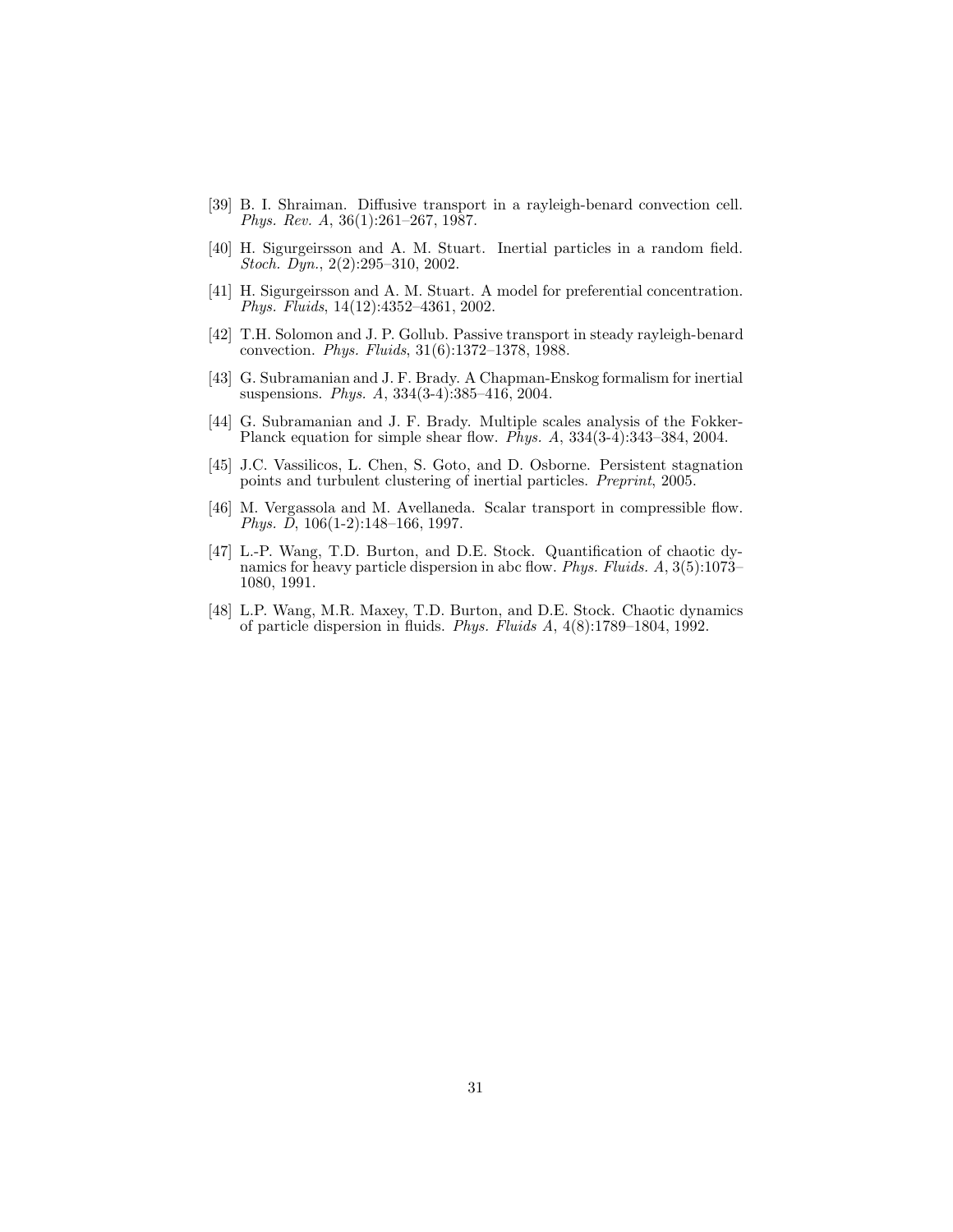[39] B. I. Shraiman. Diffusive transport in a rayleigh-benard convection cell. *Phys. Rev. A*, 36(1):261–267, 1987.

[40] H. Sigurgeirsson and A. M. Stuart. Inertial particles in a random field. *Stoch. Dyn.*, 2(2):295–310, 2002.

[41] H. Sigurgeirsson and A. M. Stuart. A model for preferential concentration. *Phys. Fluids*, 14(12):4352–4361, 2002.

[42] T.H. Solomon and J. P. Gollub. Passive transport in steady rayleigh-benard convection. *Phys. Fluids*, 31(6):1372–1378, 1988.

[43] G. Subramanian and J. F. Brady. A Chapman-Enskog formalism for inertial suspensions. *Phys. A*, 334(3-4):385–416, 2004.

[44] G. Subramanian and J. F. Brady. Multiple scales analysis of the Fokker-Planck equation for simple shear flow. *Phys. A*, 334(3-4):343–384, 2004.

[45] J.C. Vassilicos, L. Chen, S. Goto, and D. Osborne. Persistent stagnation points and turbulent clustering of inertial particles. *Preprint*, 2005.

[46] M. Vergassola and M. Avellaneda. Scalar transport in compressible flow. *Phys. D*, 106(1-2):148–166, 1997.

[47] L.-P. Wang, T.D. Burton, and D.E. Stock. Quantification of chaotic dynamics for heavy particle dispersion in abc flow. *Phys. Fluids. A*, 3(5):1073–1080, 1991.

[48] L.P. Wang, M.R. Maxey, T.D. Burton, and D.E. Stock. Chaotic dynamics of particle dispersion in fluids. *Phys. Fluids A*, 4(8):1789–1804, 1992.